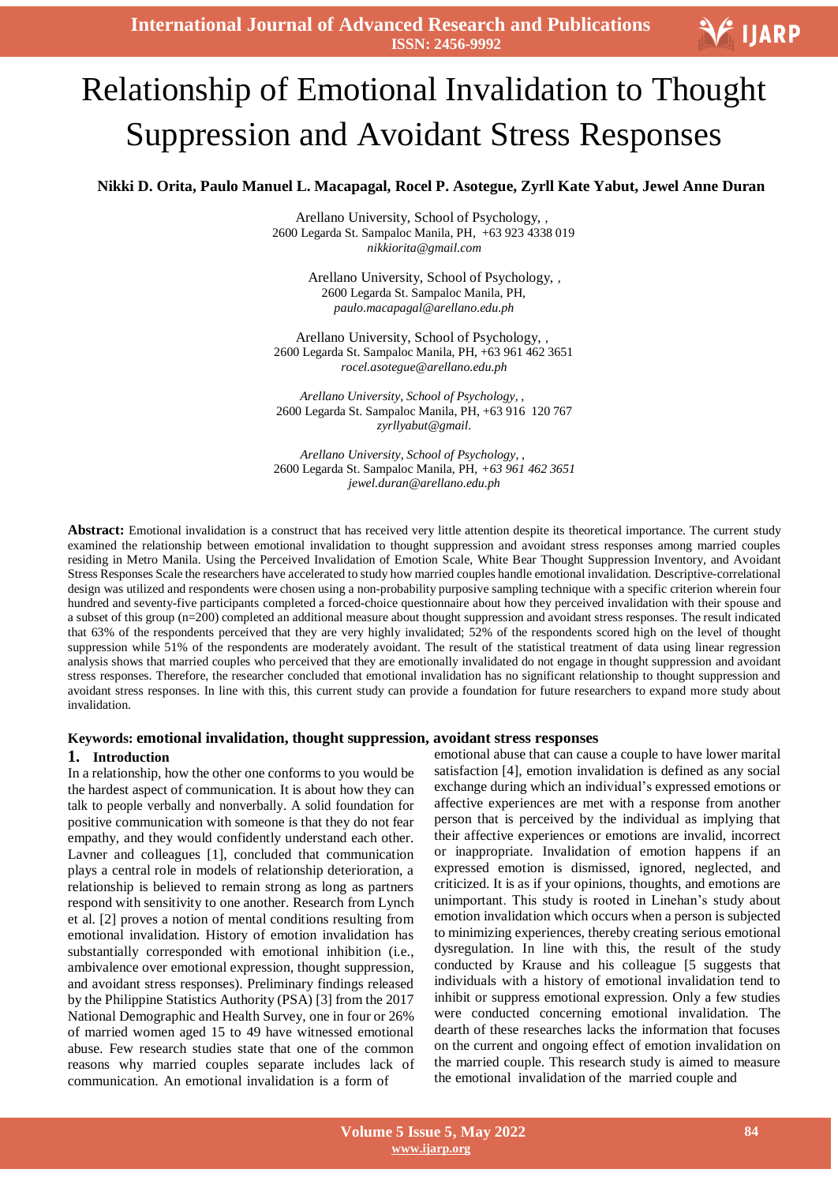# Relationship of Emotional Invalidation to Thought Suppression and Avoidant Stress Responses

**Nikki D. Orita, Paulo Manuel L. Macapagal, Rocel P. Asotegue, Zyrll Kate Yabut, Jewel Anne Duran**

Arellano University, School of Psychology, ,
2600 Legarda St. Sampaloc Manila, PH, +63 923 4338 019
*nikkiorita@gmail.com*

Arellano University, School of Psychology, ,
2600 Legarda St. Sampaloc Manila, PH,
*paulo.macapagal@arellano.edu.ph*

Arellano University, School of Psychology, ,
2600 Legarda St. Sampaloc Manila, PH, +63 961 462 3651
*rocel.asotegue@arellano.edu.ph*

*Arellano University, School of Psychology, ,*
2600 Legarda St. Sampaloc Manila, PH, +63 916 120 767
*zyrllyabut@gmail.*

*Arellano University, School of Psychology, ,*
2600 Legarda St. Sampaloc Manila, PH, *+63 961 462 3651*
*jewel.duran@arellano.edu.ph*

**Abstract:** Emotional invalidation is a construct that has received very little attention despite its theoretical importance. The current study examined the relationship between emotional invalidation to thought suppression and avoidant stress responses among married couples residing in Metro Manila. Using the Perceived Invalidation of Emotion Scale, White Bear Thought Suppression Inventory, and Avoidant Stress Responses Scale the researchers have accelerated to study how married couples handle emotional invalidation. Descriptive-correlational design was utilized and respondents were chosen using a non-probability purposive sampling technique with a specific criterion wherein four hundred and seventy-five participants completed a forced-choice questionnaire about how they perceived invalidation with their spouse and a subset of this group (n=200) completed an additional measure about thought suppression and avoidant stress responses. The result indicated that 63% of the respondents perceived that they are very highly invalidated; 52% of the respondents scored high on the level of thought suppression while 51% of the respondents are moderately avoidant. The result of the statistical treatment of data using linear regression analysis shows that married couples who perceived that they are emotionally invalidated do not engage in thought suppression and avoidant stress responses. Therefore, the researcher concluded that emotional invalidation has no significant relationship to thought suppression and avoidant stress responses. In line with this, this current study can provide a foundation for future researchers to expand more study about invalidation.

**Keywords: emotional invalidation, thought suppression, avoidant stress responses**

## 1. Introduction

In a relationship, how the other one conforms to you would be the hardest aspect of communication. It is about how they can talk to people verbally and nonverbally. A solid foundation for positive communication with someone is that they do not fear empathy, and they would confidently understand each other. Lavner and colleagues [1], concluded that communication plays a central role in models of relationship deterioration, a relationship is believed to remain strong as long as partners respond with sensitivity to one another. Research from Lynch et al. [2] proves a notion of mental conditions resulting from emotional invalidation. History of emotion invalidation has substantially corresponded with emotional inhibition (i.e., ambivalence over emotional expression, thought suppression, and avoidant stress responses). Preliminary findings released by the Philippine Statistics Authority (PSA) [3] from the 2017 National Demographic and Health Survey, one in four or 26% of married women aged 15 to 49 have witnessed emotional abuse. Few research studies state that one of the common reasons why married couples separate includes lack of communication. An emotional invalidation is a form of emotional abuse that can cause a couple to have lower marital satisfaction [4], emotion invalidation is defined as any social exchange during which an individual's expressed emotions or affective experiences are met with a response from another person that is perceived by the individual as implying that their affective experiences or emotions are invalid, incorrect or inappropriate. Invalidation of emotion happens if an expressed emotion is dismissed, ignored, neglected, and criticized. It is as if your opinions, thoughts, and emotions are unimportant. This study is rooted in Linehan's study about emotion invalidation which occurs when a person is subjected to minimizing experiences, thereby creating serious emotional dysregulation. In line with this, the result of the study conducted by Krause and his colleague [5 suggests that individuals with a history of emotional invalidation tend to inhibit or suppress emotional expression. Only a few studies were conducted concerning emotional invalidation. The dearth of these researches lacks the information that focuses on the current and ongoing effect of emotion invalidation on the married couple. This research study is aimed to measure the emotional invalidation of the married couple and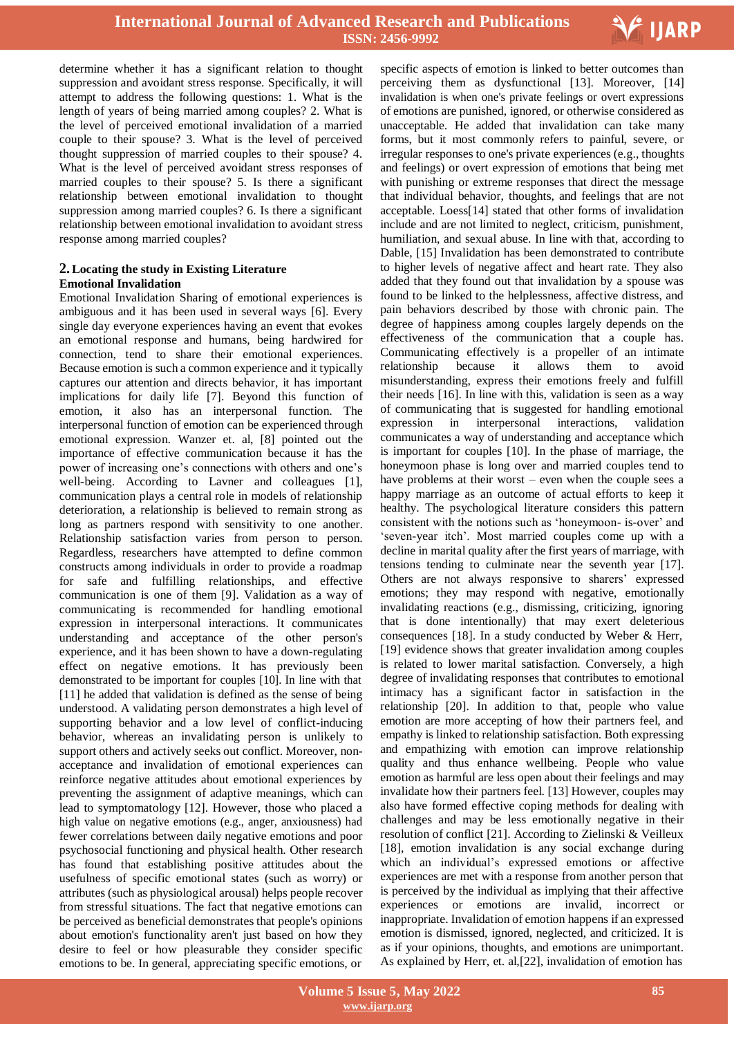determine whether it has a significant relation to thought suppression and avoidant stress response. Specifically, it will attempt to address the following questions: 1. What is the length of years of being married among couples? 2. What is the level of perceived emotional invalidation of a married couple to their spouse? 3. What is the level of perceived thought suppression of married couples to their spouse? 4. What is the level of perceived avoidant stress responses of married couples to their spouse? 5. Is there a significant relationship between emotional invalidation to thought suppression among married couples? 6. Is there a significant relationship between emotional invalidation to avoidant stress response among married couples?

## 2. Locating the study in Existing Literature

### Emotional Invalidation

Emotional Invalidation Sharing of emotional experiences is ambiguous and it has been used in several ways [6]. Every single day everyone experiences having an event that evokes an emotional response and humans, being hardwired for connection, tend to share their emotional experiences. Because emotion is such a common experience and it typically captures our attention and directs behavior, it has important implications for daily life [7]. Beyond this function of emotion, it also has an interpersonal function. The interpersonal function of emotion can be experienced through emotional expression. Wanzer et. al, [8] pointed out the importance of effective communication because it has the power of increasing one's connections with others and one's well-being. According to Lavner and colleagues [1], communication plays a central role in models of relationship deterioration, a relationship is believed to remain strong as long as partners respond with sensitivity to one another. Relationship satisfaction varies from person to person. Regardless, researchers have attempted to define common constructs among individuals in order to provide a roadmap for safe and fulfilling relationships, and effective communication is one of them [9]. Validation as a way of communicating is recommended for handling emotional expression in interpersonal interactions. It communicates understanding and acceptance of the other person's experience, and it has been shown to have a down-regulating effect on negative emotions. It has previously been demonstrated to be important for couples [10]. In line with that [11] he added that validation is defined as the sense of being understood. A validating person demonstrates a high level of supporting behavior and a low level of conflict-inducing behavior, whereas an invalidating person is unlikely to support others and actively seeks out conflict. Moreover, non-acceptance and invalidation of emotional experiences can reinforce negative attitudes about emotional experiences by preventing the assignment of adaptive meanings, which can lead to symptomatology [12]. However, those who placed a high value on negative emotions (e.g., anger, anxiousness) had fewer correlations between daily negative emotions and poor psychosocial functioning and physical health. Other research has found that establishing positive attitudes about the usefulness of specific emotional states (such as worry) or attributes (such as physiological arousal) helps people recover from stressful situations. The fact that negative emotions can be perceived as beneficial demonstrates that people's opinions about emotion's functionality aren't just based on how they desire to feel or how pleasurable they consider specific emotions to be. In general, appreciating specific emotions, or specific aspects of emotion is linked to better outcomes than perceiving them as dysfunctional [13]. Moreover, [14] invalidation is when one's private feelings or overt expressions of emotions are punished, ignored, or otherwise considered as unacceptable. He added that invalidation can take many forms, but it most commonly refers to painful, severe, or irregular responses to one's private experiences (e.g., thoughts and feelings) or overt expression of emotions that being met with punishing or extreme responses that direct the message that individual behavior, thoughts, and feelings that are not acceptable. Loess[14] stated that other forms of invalidation include and are not limited to neglect, criticism, punishment, humiliation, and sexual abuse. In line with that, according to Dable, [15] Invalidation has been demonstrated to contribute to higher levels of negative affect and heart rate. They also added that they found out that invalidation by a spouse was found to be linked to the helplessness, affective distress, and pain behaviors described by those with chronic pain. The degree of happiness among couples largely depends on the effectiveness of the communication that a couple has. Communicating effectively is a propeller of an intimate relationship because it allows them to avoid misunderstanding, express their emotions freely and fulfill their needs [16]. In line with this, validation is seen as a way of communicating that is suggested for handling emotional expression in interpersonal interactions, validation communicates a way of understanding and acceptance which is important for couples [10]. In the phase of marriage, the honeymoon phase is long over and married couples tend to have problems at their worst – even when the couple sees a happy marriage as an outcome of actual efforts to keep it healthy. The psychological literature considers this pattern consistent with the notions such as 'honeymoon- is-over' and 'seven-year itch'. Most married couples come up with a decline in marital quality after the first years of marriage, with tensions tending to culminate near the seventh year [17]. Others are not always responsive to sharers' expressed emotions; they may respond with negative, emotionally invalidating reactions (e.g., dismissing, criticizing, ignoring that is done intentionally) that may exert deleterious consequences [18]. In a study conducted by Weber & Herr, [19] evidence shows that greater invalidation among couples is related to lower marital satisfaction. Conversely, a high degree of invalidating responses that contributes to emotional intimacy has a significant factor in satisfaction in the relationship [20]. In addition to that, people who value emotion are more accepting of how their partners feel, and empathy is linked to relationship satisfaction. Both expressing and empathizing with emotion can improve relationship quality and thus enhance wellbeing. People who value emotion as harmful are less open about their feelings and may invalidate how their partners feel. [13] However, couples may also have formed effective coping methods for dealing with challenges and may be less emotionally negative in their resolution of conflict [21]. According to Zielinski & Veilleux [18], emotion invalidation is any social exchange during which an individual's expressed emotions or affective experiences are met with a response from another person that is perceived by the individual as implying that their affective experiences or emotions are invalid, incorrect or inappropriate. Invalidation of emotion happens if an expressed emotion is dismissed, ignored, neglected, and criticized. It is as if your opinions, thoughts, and emotions are unimportant. As explained by Herr, et. al,[22], invalidation of emotion has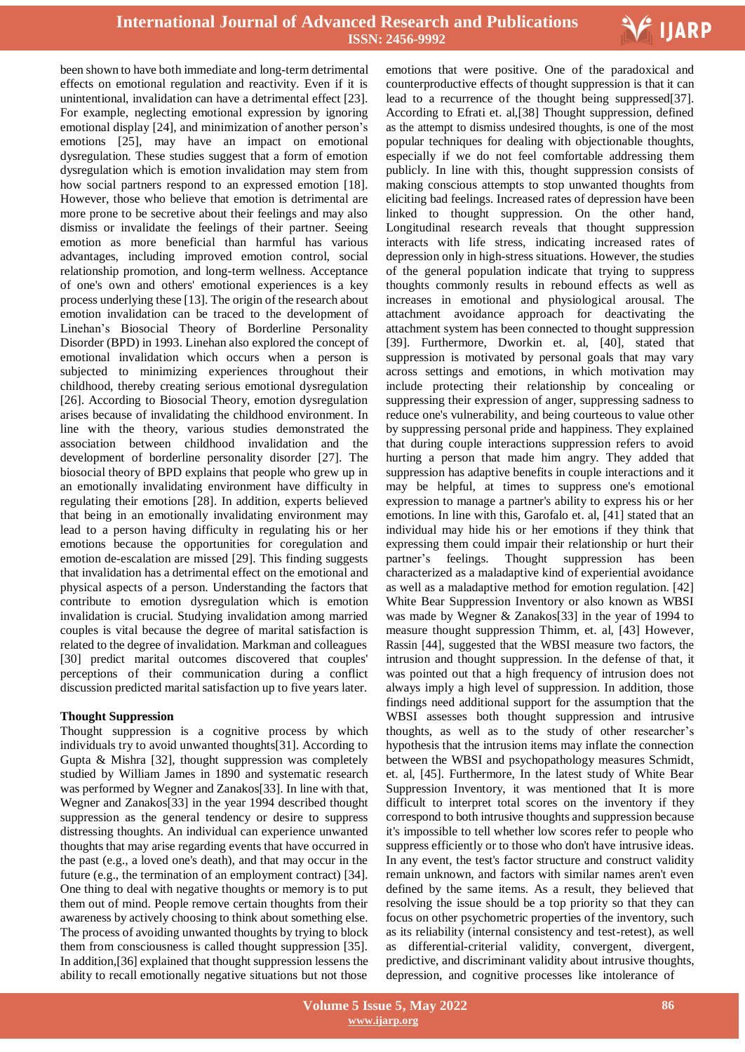been shown to have both immediate and long-term detrimental effects on emotional regulation and reactivity. Even if it is unintentional, invalidation can have a detrimental effect [23]. For example, neglecting emotional expression by ignoring emotional display [24], and minimization of another person's emotions [25], may have an impact on emotional dysregulation. These studies suggest that a form of emotion dysregulation which is emotion invalidation may stem from how social partners respond to an expressed emotion [18]. However, those who believe that emotion is detrimental are more prone to be secretive about their feelings and may also dismiss or invalidate the feelings of their partner. Seeing emotion as more beneficial than harmful has various advantages, including improved emotion control, social relationship promotion, and long-term wellness. Acceptance of one's own and others' emotional experiences is a key process underlying these [13]. The origin of the research about emotion invalidation can be traced to the development of Linehan's Biosocial Theory of Borderline Personality Disorder (BPD) in 1993. Linehan also explored the concept of emotional invalidation which occurs when a person is subjected to minimizing experiences throughout their childhood, thereby creating serious emotional dysregulation [26]. According to Biosocial Theory, emotion dysregulation arises because of invalidating the childhood environment. In line with the theory, various studies demonstrated the association between childhood invalidation and the development of borderline personality disorder [27]. The biosocial theory of BPD explains that people who grew up in an emotionally invalidating environment have difficulty in regulating their emotions [28]. In addition, experts believed that being in an emotionally invalidating environment may lead to a person having difficulty in regulating his or her emotions because the opportunities for coregulation and emotion de-escalation are missed [29]. This finding suggests that invalidation has a detrimental effect on the emotional and physical aspects of a person. Understanding the factors that contribute to emotion dysregulation which is emotion invalidation is crucial. Studying invalidation among married couples is vital because the degree of marital satisfaction is related to the degree of invalidation. Markman and colleagues [30] predict marital outcomes discovered that couples' perceptions of their communication during a conflict discussion predicted marital satisfaction up to five years later.

**Thought Suppression**

Thought suppression is a cognitive process by which individuals try to avoid unwanted thoughts[31]. According to Gupta & Mishra [32], thought suppression was completely studied by William James in 1890 and systematic research was performed by Wegner and Zanakos[33]. In line with that, Wegner and Zanakos[33] in the year 1994 described thought suppression as the general tendency or desire to suppress distressing thoughts. An individual can experience unwanted thoughts that may arise regarding events that have occurred in the past (e.g., a loved one's death), and that may occur in the future (e.g., the termination of an employment contract) [34]. One thing to deal with negative thoughts or memory is to put them out of mind. People remove certain thoughts from their awareness by actively choosing to think about something else. The process of avoiding unwanted thoughts by trying to block them from consciousness is called thought suppression [35]. In addition,[36] explained that thought suppression lessens the ability to recall emotionally negative situations but not those emotions that were positive. One of the paradoxical and counterproductive effects of thought suppression is that it can lead to a recurrence of the thought being suppressed[37]. According to Efrati et. al,[38] Thought suppression, defined as the attempt to dismiss undesired thoughts, is one of the most popular techniques for dealing with objectionable thoughts, especially if we do not feel comfortable addressing them publicly. In line with this, thought suppression consists of making conscious attempts to stop unwanted thoughts from eliciting bad feelings. Increased rates of depression have been linked to thought suppression. On the other hand, Longitudinal research reveals that thought suppression interacts with life stress, indicating increased rates of depression only in high-stress situations. However, the studies of the general population indicate that trying to suppress thoughts commonly results in rebound effects as well as increases in emotional and physiological arousal. The attachment avoidance approach for deactivating the attachment system has been connected to thought suppression [39]. Furthermore, Dworkin et. al, [40], stated that suppression is motivated by personal goals that may vary across settings and emotions, in which motivation may include protecting their relationship by concealing or suppressing their expression of anger, suppressing sadness to reduce one's vulnerability, and being courteous to value other by suppressing personal pride and happiness. They explained that during couple interactions suppression refers to avoid hurting a person that made him angry. They added that suppression has adaptive benefits in couple interactions and it may be helpful, at times to suppress one's emotional expression to manage a partner's ability to express his or her emotions. In line with this, Garofalo et. al, [41] stated that an individual may hide his or her emotions if they think that expressing them could impair their relationship or hurt their partner's feelings. Thought suppression has been characterized as a maladaptive kind of experiential avoidance as well as a maladaptive method for emotion regulation. [42] White Bear Suppression Inventory or also known as WBSI was made by Wegner & Zanakos[33] in the year of 1994 to measure thought suppression Thimm, et. al, [43] However, Rassin [44], suggested that the WBSI measure two factors, the intrusion and thought suppression. In the defense of that, it was pointed out that a high frequency of intrusion does not always imply a high level of suppression. In addition, those findings need additional support for the assumption that the WBSI assesses both thought suppression and intrusive thoughts, as well as to the study of other researcher's hypothesis that the intrusion items may inflate the connection between the WBSI and psychopathology measures Schmidt, et. al, [45]. Furthermore, In the latest study of White Bear Suppression Inventory, it was mentioned that It is more difficult to interpret total scores on the inventory if they correspond to both intrusive thoughts and suppression because it's impossible to tell whether low scores refer to people who suppress efficiently or to those who don't have intrusive ideas. In any event, the test's factor structure and construct validity remain unknown, and factors with similar names aren't even defined by the same items. As a result, they believed that resolving the issue should be a top priority so that they can focus on other psychometric properties of the inventory, such as its reliability (internal consistency and test-retest), as well as differential-criterial validity, convergent, divergent, predictive, and discriminant validity about intrusive thoughts, depression, and cognitive processes like intolerance of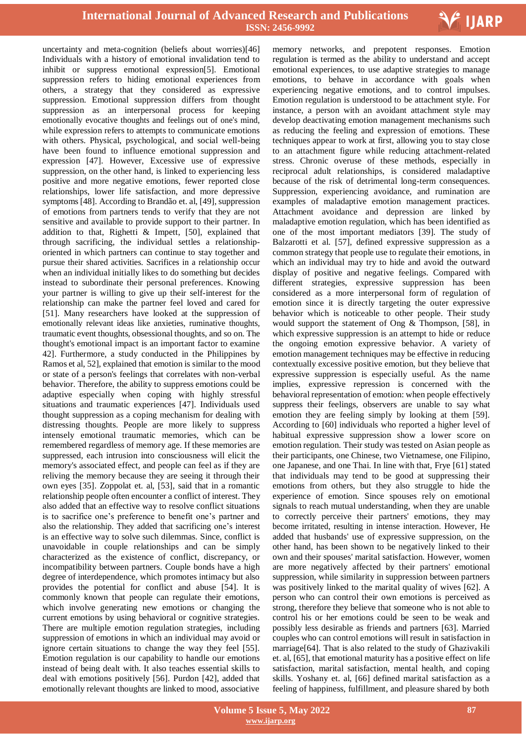uncertainty and meta-cognition (beliefs about worries)[46] Individuals with a history of emotional invalidation tend to inhibit or suppress emotional expression[5]. Emotional suppression refers to hiding emotional experiences from others, a strategy that they considered as expressive suppression. Emotional suppression differs from thought suppression as an interpersonal process for keeping emotionally evocative thoughts and feelings out of one's mind, while expression refers to attempts to communicate emotions with others. Physical, psychological, and social well-being have been found to influence emotional suppression and expression [47]. However, Excessive use of expressive suppression, on the other hand, is linked to experiencing less positive and more negative emotions, fewer reported close relationships, lower life satisfaction, and more depressive symptoms [48]. According to Brandão et. al, [49], suppression of emotions from partners tends to verify that they are not sensitive and available to provide support to their partner. In addition to that, Righetti & Impett, [50], explained that through sacrificing, the individual settles a relationship-oriented in which partners can continue to stay together and pursue their shared activities. Sacrifices in a relationship occur when an individual initially likes to do something but decides instead to subordinate their personal preferences. Knowing your partner is willing to give up their self-interest for the relationship can make the partner feel loved and cared for [51]. Many researchers have looked at the suppression of emotionally relevant ideas like anxieties, ruminative thoughts, traumatic event thoughts, obsessional thoughts, and so on. The thought's emotional impact is an important factor to examine 42]. Furthermore, a study conducted in the Philippines by Ramos et al, 52], explained that emotion is similar to the mood or state of a person's feelings that correlates with non-verbal behavior. Therefore, the ability to suppress emotions could be adaptive especially when coping with highly stressful situations and traumatic experiences [47]. Individuals used thought suppression as a coping mechanism for dealing with distressing thoughts. People are more likely to suppress intensely emotional traumatic memories, which can be remembered regardless of memory age. If these memories are suppressed, each intrusion into consciousness will elicit the memory's associated effect, and people can feel as if they are reliving the memory because they are seeing it through their own eyes [35]. Zoppolat et. al, [53], said that in a romantic relationship people often encounter a conflict of interest. They also added that an effective way to resolve conflict situations is to sacrifice one's preference to benefit one's partner and also the relationship. They added that sacrificing one's interest is an effective way to solve such dilemmas. Since, conflict is unavoidable in couple relationships and can be simply characterized as the existence of conflict, discrepancy, or incompatibility between partners. Couple bonds have a high degree of interdependence, which promotes intimacy but also provides the potential for conflict and abuse [54]. It is commonly known that people can regulate their emotions, which involve generating new emotions or changing the current emotions by using behavioral or cognitive strategies. There are multiple emotion regulation strategies, including suppression of emotions in which an individual may avoid or ignore certain situations to change the way they feel [55]. Emotion regulation is our capability to handle our emotions instead of being dealt with. It also teaches essential skills to deal with emotions positively [56]. Purdon [42], added that emotionally relevant thoughts are linked to mood, associative memory networks, and prepotent responses. Emotion regulation is termed as the ability to understand and accept emotional experiences, to use adaptive strategies to manage emotions, to behave in accordance with goals when experiencing negative emotions, and to control impulses. Emotion regulation is understood to be attachment style. For instance, a person with an avoidant attachment style may develop deactivating emotion management mechanisms such as reducing the feeling and expression of emotions. These techniques appear to work at first, allowing you to stay close to an attachment figure while reducing attachment-related stress. Chronic overuse of these methods, especially in reciprocal adult relationships, is considered maladaptive because of the risk of detrimental long-term consequences. Suppression, experiencing avoidance, and rumination are examples of maladaptive emotion management practices. Attachment avoidance and depression are linked by maladaptive emotion regulation, which has been identified as one of the most important mediators [39]. The study of Balzarotti et al. [57], defined expressive suppression as a common strategy that people use to regulate their emotions, in which an individual may try to hide and avoid the outward display of positive and negative feelings. Compared with different strategies, expressive suppression has been considered as a more interpersonal form of regulation of emotion since it is directly targeting the outer expressive behavior which is noticeable to other people. Their study would support the statement of Ong & Thompson, [58], in which expressive suppression is an attempt to hide or reduce the ongoing emotion expressive behavior. A variety of emotion management techniques may be effective in reducing contextually excessive positive emotion, but they believe that expressive suppression is especially useful. As the name implies, expressive repression is concerned with the behavioral representation of emotion: when people effectively suppress their feelings, observers are unable to say what emotion they are feeling simply by looking at them [59]. According to [60] individuals who reported a higher level of habitual expressive suppression show a lower score on emotion regulation. Their study was tested on Asian people as their participants, one Chinese, two Vietnamese, one Filipino, one Japanese, and one Thai. In line with that, Frye [61] stated that individuals may tend to be good at suppressing their emotions from others, but they also struggle to hide the experience of emotion. Since spouses rely on emotional signals to reach mutual understanding, when they are unable to correctly perceive their partners' emotions, they may become irritated, resulting in intense interaction. However, He added that husbands' use of expressive suppression, on the other hand, has been shown to be negatively linked to their own and their spouses' marital satisfaction. However, women are more negatively affected by their partners' emotional suppression, while similarity in suppression between partners was positively linked to the marital quality of wives [62]. A person who can control their own emotions is perceived as strong, therefore they believe that someone who is not able to control his or her emotions could be seen to be weak and possibly less desirable as friends and partners [63]. Married couples who can control emotions will result in satisfaction in marriage[64]. That is also related to the study of Ghazivakili et. al, [65], that emotional maturity has a positive effect on life satisfaction, marital satisfaction, mental health, and coping skills. Yoshany et. al, [66] defined marital satisfaction as a feeling of happiness, fulfillment, and pleasure shared by both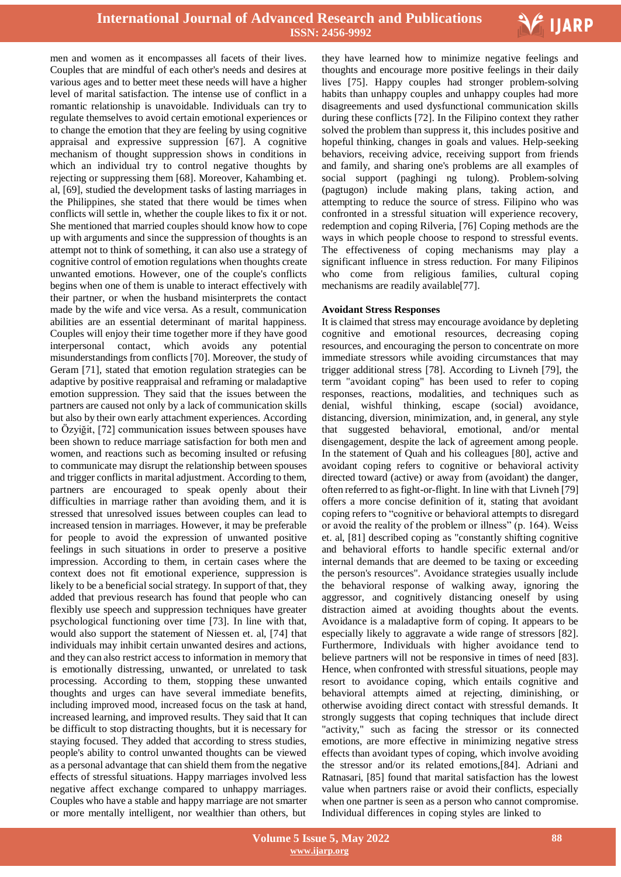men and women as it encompasses all facets of their lives. Couples that are mindful of each other's needs and desires at various ages and to better meet these needs will have a higher level of marital satisfaction. The intense use of conflict in a romantic relationship is unavoidable. Individuals can try to regulate themselves to avoid certain emotional experiences or to change the emotion that they are feeling by using cognitive appraisal and expressive suppression [67]. A cognitive mechanism of thought suppression shows in conditions in which an individual try to control negative thoughts by rejecting or suppressing them [68]. Moreover, Kahambing et. al, [69], studied the development tasks of lasting marriages in the Philippines, she stated that there would be times when conflicts will settle in, whether the couple likes to fix it or not. She mentioned that married couples should know how to cope up with arguments and since the suppression of thoughts is an attempt not to think of something, it can also use a strategy of cognitive control of emotion regulations when thoughts create unwanted emotions. However, one of the couple's conflicts begins when one of them is unable to interact effectively with their partner, or when the husband misinterprets the contact made by the wife and vice versa. As a result, communication abilities are an essential determinant of marital happiness. Couples will enjoy their time together more if they have good interpersonal contact, which avoids any potential misunderstandings from conflicts [70]. Moreover, the study of Geram [71], stated that emotion regulation strategies can be adaptive by positive reappraisal and reframing or maladaptive emotion suppression. They said that the issues between the partners are caused not only by a lack of communication skills but also by their own early attachment experiences. According to Özyiğit, [72] communication issues between spouses have been shown to reduce marriage satisfaction for both men and women, and reactions such as becoming insulted or refusing to communicate may disrupt the relationship between spouses and trigger conflicts in marital adjustment. According to them, partners are encouraged to speak openly about their difficulties in marriage rather than avoiding them, and it is stressed that unresolved issues between couples can lead to increased tension in marriages. However, it may be preferable for people to avoid the expression of unwanted positive feelings in such situations in order to preserve a positive impression. According to them, in certain cases where the context does not fit emotional experience, suppression is likely to be a beneficial social strategy. In support of that, they added that previous research has found that people who can flexibly use speech and suppression techniques have greater psychological functioning over time [73]. In line with that, would also support the statement of Niessen et. al, [74] that individuals may inhibit certain unwanted desires and actions, and they can also restrict access to information in memory that is emotionally distressing, unwanted, or unrelated to task processing. According to them, stopping these unwanted thoughts and urges can have several immediate benefits, including improved mood, increased focus on the task at hand, increased learning, and improved results. They said that It can be difficult to stop distracting thoughts, but it is necessary for staying focused. They added that according to stress studies, people's ability to control unwanted thoughts can be viewed as a personal advantage that can shield them from the negative effects of stressful situations. Happy marriages involved less negative affect exchange compared to unhappy marriages. Couples who have a stable and happy marriage are not smarter or more mentally intelligent, nor wealthier than others, but they have learned how to minimize negative feelings and thoughts and encourage more positive feelings in their daily lives [75]. Happy couples had stronger problem-solving habits than unhappy couples and unhappy couples had more disagreements and used dysfunctional communication skills during these conflicts [72]. In the Filipino context they rather solved the problem than suppress it, this includes positive and hopeful thinking, changes in goals and values. Help-seeking behaviors, receiving advice, receiving support from friends and family, and sharing one's problems are all examples of social support (paghingi ng tulong). Problem-solving (pagtugon) include making plans, taking action, and attempting to reduce the source of stress. Filipino who was confronted in a stressful situation will experience recovery, redemption and coping Rilveria, [76] Coping methods are the ways in which people choose to respond to stressful events. The effectiveness of coping mechanisms may play a significant influence in stress reduction. For many Filipinos who come from religious families, cultural coping mechanisms are readily available[77].

**Avoidant Stress Responses**

It is claimed that stress may encourage avoidance by depleting cognitive and emotional resources, decreasing coping resources, and encouraging the person to concentrate on more immediate stressors while avoiding circumstances that may trigger additional stress [78]. According to Livneh [79], the term "avoidant coping" has been used to refer to coping responses, reactions, modalities, and techniques such as denial, wishful thinking, escape (social) avoidance, distancing, diversion, minimization, and, in general, any style that suggested behavioral, emotional, and/or mental disengagement, despite the lack of agreement among people. In the statement of Quah and his colleagues [80], active and avoidant coping refers to cognitive or behavioral activity directed toward (active) or away from (avoidant) the danger, often referred to as fight-or-flight. In line with that Livneh [79] offers a more concise definition of it, stating that avoidant coping refers to "cognitive or behavioral attempts to disregard or avoid the reality of the problem or illness" (p. 164). Weiss et. al, [81] described coping as "constantly shifting cognitive and behavioral efforts to handle specific external and/or internal demands that are deemed to be taxing or exceeding the person's resources". Avoidance strategies usually include the behavioral response of walking away, ignoring the aggressor, and cognitively distancing oneself by using distraction aimed at avoiding thoughts about the events. Avoidance is a maladaptive form of coping. It appears to be especially likely to aggravate a wide range of stressors [82]. Furthermore, Individuals with higher avoidance tend to believe partners will not be responsive in times of need [83]. Hence, when confronted with stressful situations, people may resort to avoidance coping, which entails cognitive and behavioral attempts aimed at rejecting, diminishing, or otherwise avoiding direct contact with stressful demands. It strongly suggests that coping techniques that include direct "activity," such as facing the stressor or its connected emotions, are more effective in minimizing negative stress effects than avoidant types of coping, which involve avoiding the stressor and/or its related emotions,[84]. Adriani and Ratnasari, [85] found that marital satisfaction has the lowest value when partners raise or avoid their conflicts, especially when one partner is seen as a person who cannot compromise. Individual differences in coping styles are linked to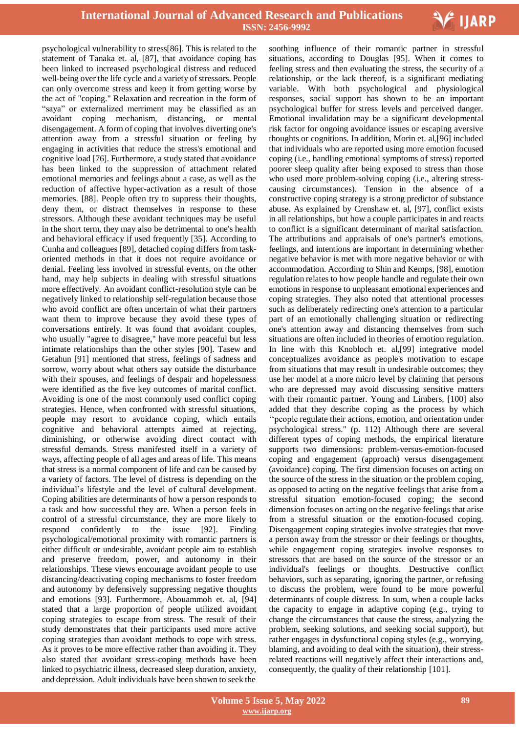psychological vulnerability to stress[86]. This is related to the statement of Tanaka et. al, [87], that avoidance coping has been linked to increased psychological distress and reduced well-being over the life cycle and a variety of stressors. People can only overcome stress and keep it from getting worse by the act of "coping." Relaxation and recreation in the form of "saya" or externalized merriment may be classified as an avoidant coping mechanism, distancing, or mental disengagement. A form of coping that involves diverting one's attention away from a stressful situation or feeling by engaging in activities that reduce the stress's emotional and cognitive load [76]. Furthermore, a study stated that avoidance has been linked to the suppression of attachment related emotional memories and feelings about a case, as well as the reduction of affective hyper-activation as a result of those memories. [88]. People often try to suppress their thoughts, deny them, or distract themselves in response to these stressors. Although these avoidant techniques may be useful in the short term, they may also be detrimental to one's health and behavioral efficacy if used frequently [35]. According to Cunha and colleagues [89], detached coping differs from task-oriented methods in that it does not require avoidance or denial. Feeling less involved in stressful events, on the other hand, may help subjects in dealing with stressful situations more effectively. An avoidant conflict-resolution style can be negatively linked to relationship self-regulation because those who avoid conflict are often uncertain of what their partners want them to improve because they avoid these types of conversations entirely. It was found that avoidant couples, who usually "agree to disagree," have more peaceful but less intimate relationships than the other styles [90]. Tasew and Getahun [91] mentioned that stress, feelings of sadness and sorrow, worry about what others say outside the disturbance with their spouses, and feelings of despair and hopelessness were identified as the five key outcomes of marital conflict. Avoiding is one of the most commonly used conflict coping strategies. Hence, when confronted with stressful situations, people may resort to avoidance coping, which entails cognitive and behavioral attempts aimed at rejecting, diminishing, or otherwise avoiding direct contact with stressful demands. Stress manifested itself in a variety of ways, affecting people of all ages and areas of life. This means that stress is a normal component of life and can be caused by a variety of factors. The level of distress is depending on the individual's lifestyle and the level of cultural development. Coping abilities are determinants of how a person responds to a task and how successful they are. When a person feels in control of a stressful circumstance, they are more likely to respond confidently to the issue [92]. Finding psychological/emotional proximity with romantic partners is either difficult or undesirable, avoidant people aim to establish and preserve freedom, power, and autonomy in their relationships. These views encourage avoidant people to use distancing/deactivating coping mechanisms to foster freedom and autonomy by defensively suppressing negative thoughts and emotions [93]. Furthermore, Abouammoh et. al, [94] stated that a large proportion of people utilized avoidant coping strategies to escape from stress. The result of their study demonstrates that their participants used more active coping strategies than avoidant methods to cope with stress. As it proves to be more effective rather than avoiding it. They also stated that avoidant stress-coping methods have been linked to psychiatric illness, decreased sleep duration, anxiety, and depression. Adult individuals have been shown to seek the soothing influence of their romantic partner in stressful situations, according to Douglas [95]. When it comes to feeling stress and then evaluating the stress, the security of a relationship, or the lack thereof, is a significant mediating variable. With both psychological and physiological responses, social support has shown to be an important psychological buffer for stress levels and perceived danger. Emotional invalidation may be a significant developmental risk factor for ongoing avoidance issues or escaping aversive thoughts or cognitions. In addition, Morin et. al,[96] included that individuals who are reported using more emotion focused coping (i.e., handling emotional symptoms of stress) reported poorer sleep quality after being exposed to stress than those who used more problem-solving coping (i.e., altering stress-causing circumstances). Tension in the absence of a constructive coping strategy is a strong predictor of substance abuse. As explained by Crenshaw et. al, [97], conflict exists in all relationships, but how a couple participates in and reacts to conflict is a significant determinant of marital satisfaction. The attributions and appraisals of one's partner's emotions, feelings, and intentions are important in determining whether negative behavior is met with more negative behavior or with accommodation. According to Shin and Kemps, [98], emotion regulation relates to how people handle and regulate their own emotions in response to unpleasant emotional experiences and coping strategies. They also noted that attentional processes such as deliberately redirecting one's attention to a particular part of an emotionally challenging situation or redirecting one's attention away and distancing themselves from such situations are often included in theories of emotion regulation. In line with this Knobloch et. al,[99] integrative model conceptualizes avoidance as people's motivation to escape from situations that may result in undesirable outcomes; they use her model at a more micro level by claiming that persons who are depressed may avoid discussing sensitive matters with their romantic partner. Young and Limbers, [100] also added that they describe coping as the process by which ''people regulate their actions, emotion, and orientation under psychological stress." (p. 112) Although there are several different types of coping methods, the empirical literature supports two dimensions: problem-versus-emotion-focused coping and engagement (approach) versus disengagement (avoidance) coping. The first dimension focuses on acting on the source of the stress in the situation or the problem coping, as opposed to acting on the negative feelings that arise from a stressful situation emotion-focused coping; the second dimension focuses on acting on the negative feelings that arise from a stressful situation or the emotion-focused coping. Disengagement coping strategies involve strategies that move a person away from the stressor or their feelings or thoughts, while engagement coping strategies involve responses to stressors that are based on the source of the stressor or an individual's feelings or thoughts. Destructive conflict behaviors, such as separating, ignoring the partner, or refusing to discuss the problem, were found to be more powerful determinants of couple distress. In sum, when a couple lacks the capacity to engage in adaptive coping (e.g., trying to change the circumstances that cause the stress, analyzing the problem, seeking solutions, and seeking social support), but rather engages in dysfunctional coping styles (e.g., worrying, blaming, and avoiding to deal with the situation), their stress-related reactions will negatively affect their interactions and, consequently, the quality of their relationship [101].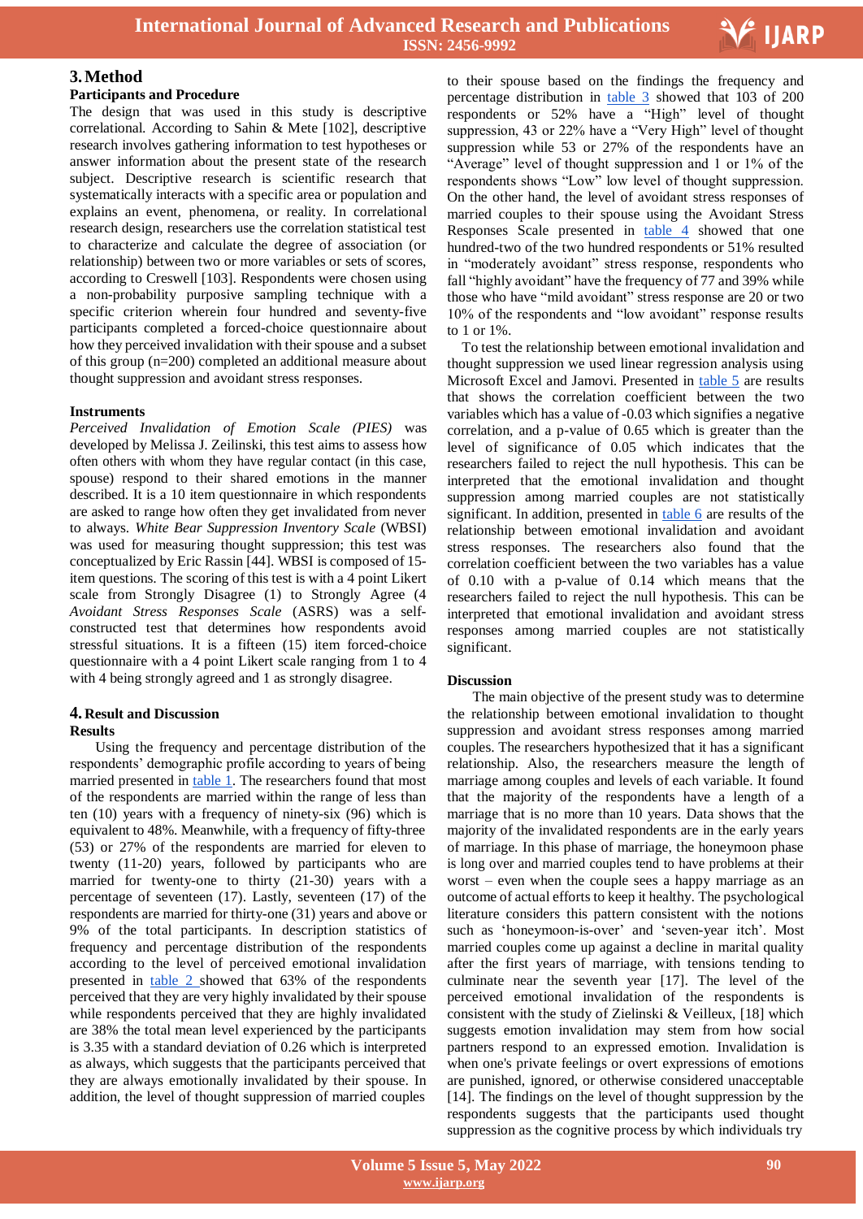## 3. Method

### Participants and Procedure

The design that was used in this study is descriptive correlational. According to Sahin & Mete [102], descriptive research involves gathering information to test hypotheses or answer information about the present state of the research subject. Descriptive research is scientific research that systematically interacts with a specific area or population and explains an event, phenomena, or reality. In correlational research design, researchers use the correlation statistical test to characterize and calculate the degree of association (or relationship) between two or more variables or sets of scores, according to Creswell [103]. Respondents were chosen using a non-probability purposive sampling technique with a specific criterion wherein four hundred and seventy-five participants completed a forced-choice questionnaire about how they perceived invalidation with their spouse and a subset of this group (n=200) completed an additional measure about thought suppression and avoidant stress responses.

### Instruments

*Perceived Invalidation of Emotion Scale (PIES)* was developed by Melissa J. Zeilinski, this test aims to assess how often others with whom they have regular contact (in this case, spouse) respond to their shared emotions in the manner described. It is a 10 item questionnaire in which respondents are asked to range how often they get invalidated from never to always. *White Bear Suppression Inventory Scale* (WBSI) was used for measuring thought suppression; this test was conceptualized by Eric Rassin [44]. WBSI is composed of 15-item questions. The scoring of this test is with a 4 point Likert scale from Strongly Disagree (1) to Strongly Agree (4) *Avoidant Stress Responses Scale* (ASRS) was a self-constructed test that determines how respondents avoid stressful situations. It is a fifteen (15) item forced-choice questionnaire with a 4 point Likert scale ranging from 1 to 4 with 4 being strongly agreed and 1 as strongly disagree.

## 4. Result and Discussion

### Results

Using the frequency and percentage distribution of the respondents' demographic profile according to years of being married presented in table 1. The researchers found that most of the respondents are married within the range of less than ten (10) years with a frequency of ninety-six (96) which is equivalent to 48%. Meanwhile, with a frequency of fifty-three (53) or 27% of the respondents are married for eleven to twenty (11-20) years, followed by participants who are married for twenty-one to thirty (21-30) years with a percentage of seventeen (17). Lastly, seventeen (17) of the respondents are married for thirty-one (31) years and above or 9% of the total participants. In description statistics of frequency and percentage distribution of the respondents according to the level of perceived emotional invalidation presented in table 2 showed that 63% of the respondents perceived that they are very highly invalidated by their spouse while respondents perceived that they are highly invalidated are 38% the total mean level experienced by the participants is 3.35 with a standard deviation of 0.26 which is interpreted as always, which suggests that the participants perceived that they are always emotionally invalidated by their spouse. In addition, the level of thought suppression of married couples to their spouse based on the findings the frequency and percentage distribution in table 3 showed that 103 of 200 respondents or 52% have a "High" level of thought suppression, 43 or 22% have a "Very High" level of thought suppression while 53 or 27% of the respondents have an "Average" level of thought suppression and 1 or 1% of the respondents shows "Low" low level of thought suppression. On the other hand, the level of avoidant stress responses of married couples to their spouse using the Avoidant Stress Responses Scale presented in table 4 showed that one hundred-two of the two hundred respondents or 51% resulted in "moderately avoidant" stress response, respondents who fall "highly avoidant" have the frequency of 77 and 39% while those who have "mild avoidant" stress response are 20 or two 10% of the respondents and "low avoidant" response results to 1 or 1%.

To test the relationship between emotional invalidation and thought suppression we used linear regression analysis using Microsoft Excel and Jamovi. Presented in table 5 are results that shows the correlation coefficient between the two variables which has a value of -0.03 which signifies a negative correlation, and a p-value of 0.65 which is greater than the level of significance of 0.05 which indicates that the researchers failed to reject the null hypothesis. This can be interpreted that the emotional invalidation and thought suppression among married couples are not statistically significant. In addition, presented in table 6 are results of the relationship between emotional invalidation and avoidant stress responses. The researchers also found that the correlation coefficient between the two variables has a value of 0.10 with a p-value of 0.14 which means that the researchers failed to reject the null hypothesis. This can be interpreted that emotional invalidation and avoidant stress responses among married couples are not statistically significant.

### Discussion

The main objective of the present study was to determine the relationship between emotional invalidation to thought suppression and avoidant stress responses among married couples. The researchers hypothesized that it has a significant relationship. Also, the researchers measure the length of marriage among couples and levels of each variable. It found that the majority of the respondents have a length of a marriage that is no more than 10 years. Data shows that the majority of the invalidated respondents are in the early years of marriage. In this phase of marriage, the honeymoon phase is long over and married couples tend to have problems at their worst – even when the couple sees a happy marriage as an outcome of actual efforts to keep it healthy. The psychological literature considers this pattern consistent with the notions such as 'honeymoon-is-over' and 'seven-year itch'. Most married couples come up against a decline in marital quality after the first years of marriage, with tensions tending to culminate near the seventh year [17]. The level of the perceived emotional invalidation of the respondents is consistent with the study of Zielinski & Veilleux, [18] which suggests emotion invalidation may stem from how social partners respond to an expressed emotion. Invalidation is when one's private feelings or overt expressions of emotions are punished, ignored, or otherwise considered unacceptable [14]. The findings on the level of thought suppression by the respondents suggests that the participants used thought suppression as the cognitive process by which individuals try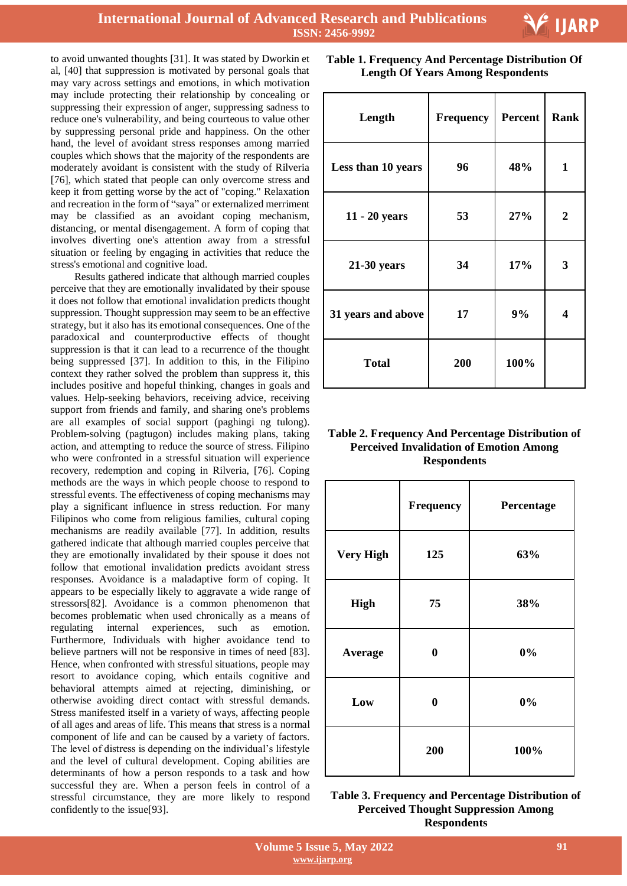to avoid unwanted thoughts [31]. It was stated by Dworkin et al, [40] that suppression is motivated by personal goals that may vary across settings and emotions, in which motivation may include protecting their relationship by concealing or suppressing their expression of anger, suppressing sadness to reduce one's vulnerability, and being courteous to value other by suppressing personal pride and happiness. On the other hand, the level of avoidant stress responses among married couples which shows that the majority of the respondents are moderately avoidant is consistent with the study of Rilveria [76], which stated that people can only overcome stress and keep it from getting worse by the act of "coping." Relaxation and recreation in the form of "saya" or externalized merriment may be classified as an avoidant coping mechanism, distancing, or mental disengagement. A form of coping that involves diverting one's attention away from a stressful situation or feeling by engaging in activities that reduce the stress's emotional and cognitive load.

Results gathered indicate that although married couples perceive that they are emotionally invalidated by their spouse it does not follow that emotional invalidation predicts thought suppression. Thought suppression may seem to be an effective strategy, but it also has its emotional consequences. One of the paradoxical and counterproductive effects of thought suppression is that it can lead to a recurrence of the thought being suppressed [37]. In addition to this, in the Filipino context they rather solved the problem than suppress it, this includes positive and hopeful thinking, changes in goals and values. Help-seeking behaviors, receiving advice, receiving support from friends and family, and sharing one's problems are all examples of social support (paghingi ng tulong). Problem-solving (pagtugon) includes making plans, taking action, and attempting to reduce the source of stress. Filipino who were confronted in a stressful situation will experience recovery, redemption and coping in Rilveria, [76]. Coping methods are the ways in which people choose to respond to stressful events. The effectiveness of coping mechanisms may play a significant influence in stress reduction. For many Filipinos who come from religious families, cultural coping mechanisms are readily available [77]. In addition, results gathered indicate that although married couples perceive that they are emotionally invalidated by their spouse it does not follow that emotional invalidation predicts avoidant stress responses. Avoidance is a maladaptive form of coping. It appears to be especially likely to aggravate a wide range of stressors[82]. Avoidance is a common phenomenon that becomes problematic when used chronically as a means of regulating internal experiences, such as emotion. Furthermore, Individuals with higher avoidance tend to believe partners will not be responsive in times of need [83]. Hence, when confronted with stressful situations, people may resort to avoidance coping, which entails cognitive and behavioral attempts aimed at rejecting, diminishing, or otherwise avoiding direct contact with stressful demands. Stress manifested itself in a variety of ways, affecting people of all ages and areas of life. This means that stress is a normal component of life and can be caused by a variety of factors. The level of distress is depending on the individual's lifestyle and the level of cultural development. Coping abilities are determinants of how a person responds to a task and how successful they are. When a person feels in control of a stressful circumstance, they are more likely to respond confidently to the issue[93].

**Table 1. Frequency And Percentage Distribution Of Length Of Years Among Respondents**

| Length | Frequency | Percent | Rank |
|---|---|---|---|
| Less than 10 years | 96 | 48% | 1 |
| 11 - 20 years | 53 | 27% | 2 |
| 21-30 years | 34 | 17% | 3 |
| 31 years and above | 17 | 9% | 4 |
| Total | 200 | 100% | |

**Table 2. Frequency And Percentage Distribution of Perceived Invalidation of Emotion Among Respondents**

| | Frequency | Percentage |
|---|---|---|
| Very High | 125 | 63% |
| High | 75 | 38% |
| Average | 0 | 0% |
| Low | 0 | 0% |
| | 200 | 100% |

**Table 3. Frequency and Percentage Distribution of Perceived Thought Suppression Among Respondents**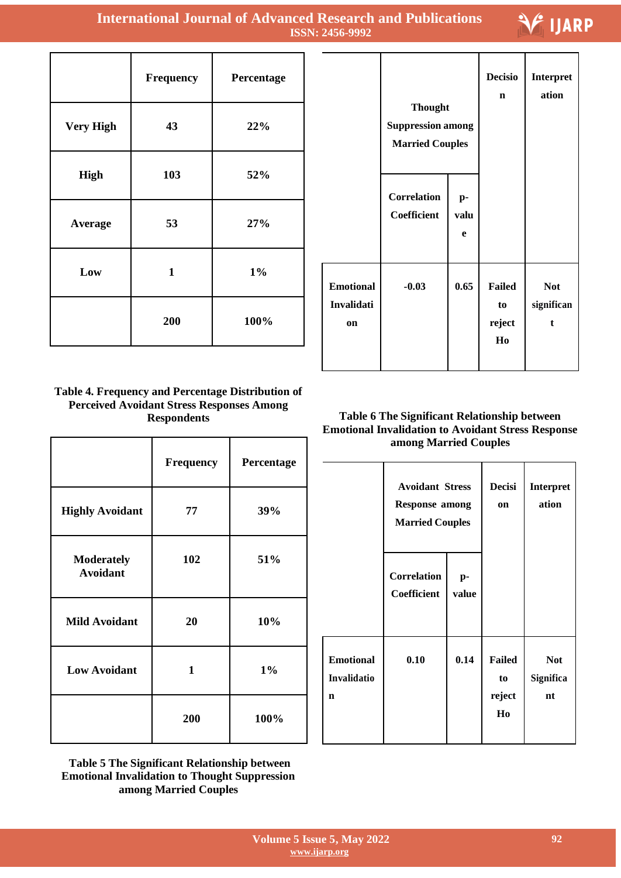| | Frequency | Percentage |
|---|---|---|
| Very High | 43 | 22% |
| High | 103 | 52% |
| Average | 53 | 27% |
| Low | 1 | 1% |
| | 200 | 100% |

**Table 4. Frequency and Percentage Distribution of Perceived Avoidant Stress Responses Among Respondents**

| | Frequency | Percentage |
|---|---|---|
| Highly Avoidant | 77 | 39% |
| Moderately Avoidant | 102 | 51% |
| Mild Avoidant | 20 | 10% |
| Low Avoidant | 1 | 1% |
| | 200 | 100% |

**Table 5 The Significant Relationship between Emotional Invalidation to Thought Suppression among Married Couples**

| | Thought Suppression among Married Couples | | Decision | Interpretation |
|---|---|---|---|---|
| | Correlation Coefficient | p-value | | |
| Emotional Invalidation | -0.03 | 0.65 | Failed to reject Ho | Not significant |

**Table 6 The Significant Relationship between Emotional Invalidation to Avoidant Stress Response among Married Couples**

| | Avoidant Stress Response among Married Couples | | Decision | Interpretation |
|---|---|---|---|---|
| | Correlation Coefficient | p-value | | |
| Emotional Invalidation | 0.10 | 0.14 | Failed to reject Ho | Not Significant |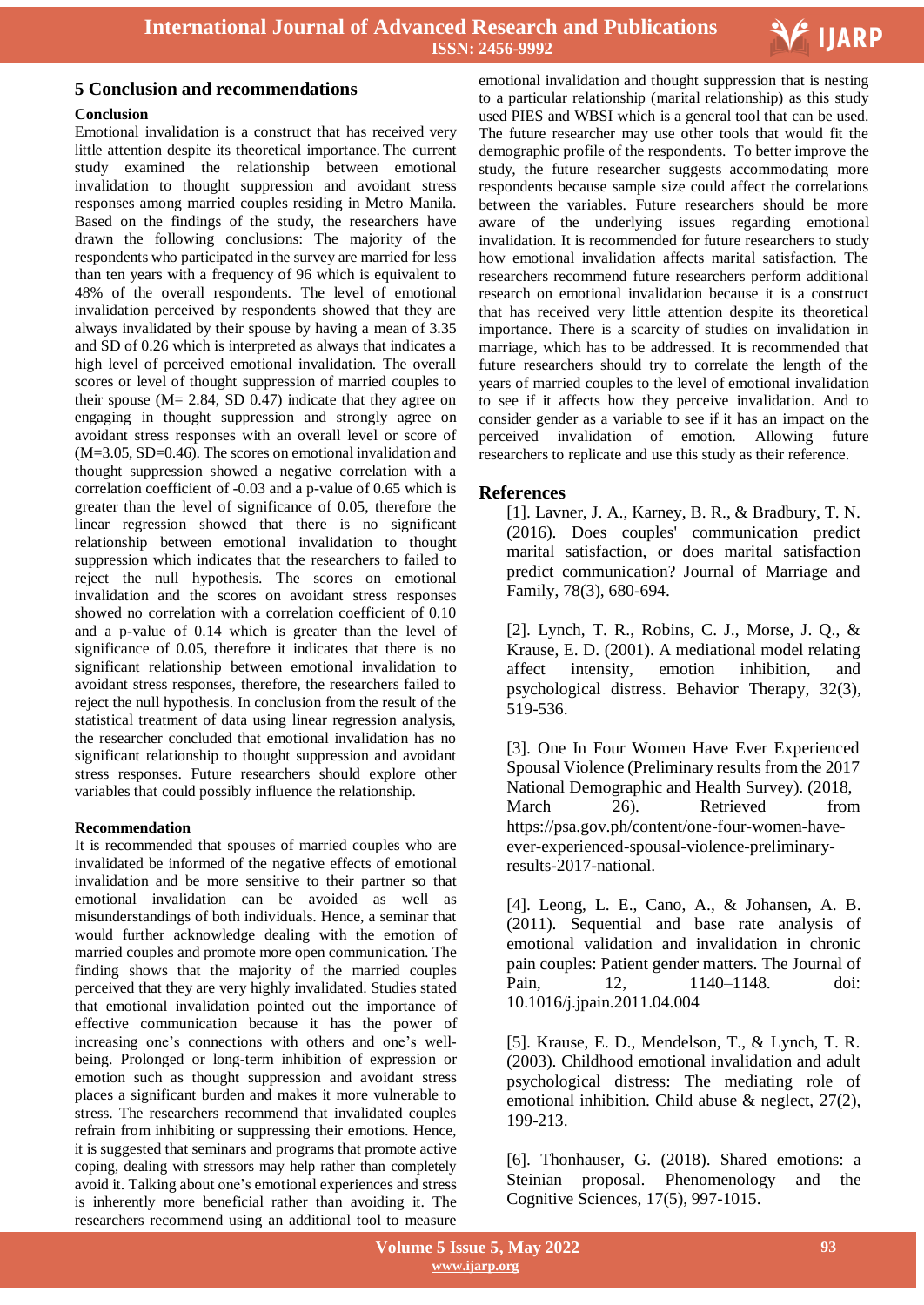## 5 Conclusion and recommendations

### Conclusion

Emotional invalidation is a construct that has received very little attention despite its theoretical importance. The current study examined the relationship between emotional invalidation to thought suppression and avoidant stress responses among married couples residing in Metro Manila. Based on the findings of the study, the researchers have drawn the following conclusions: The majority of the respondents who participated in the survey are married for less than ten years with a frequency of 96 which is equivalent to 48% of the overall respondents. The level of emotional invalidation perceived by respondents showed that they are always invalidated by their spouse by having a mean of 3.35 and SD of 0.26 which is interpreted as always that indicates a high level of perceived emotional invalidation. The overall scores or level of thought suppression of married couples to their spouse (M= 2.84, SD 0.47) indicate that they agree on engaging in thought suppression and strongly agree on avoidant stress responses with an overall level or score of (M=3.05, SD=0.46). The scores on emotional invalidation and thought suppression showed a negative correlation with a correlation coefficient of -0.03 and a p-value of 0.65 which is greater than the level of significance of 0.05, therefore the linear regression showed that there is no significant relationship between emotional invalidation to thought suppression which indicates that the researchers to failed to reject the null hypothesis. The scores on emotional invalidation and the scores on avoidant stress responses showed no correlation with a correlation coefficient of 0.10 and a p-value of 0.14 which is greater than the level of significance of 0.05, therefore it indicates that there is no significant relationship between emotional invalidation to avoidant stress responses, therefore, the researchers failed to reject the null hypothesis. In conclusion from the result of the statistical treatment of data using linear regression analysis, the researcher concluded that emotional invalidation has no significant relationship to thought suppression and avoidant stress responses. Future researchers should explore other variables that could possibly influence the relationship.

### Recommendation

It is recommended that spouses of married couples who are invalidated be informed of the negative effects of emotional invalidation and be more sensitive to their partner so that emotional invalidation can be avoided as well as misunderstandings of both individuals. Hence, a seminar that would further acknowledge dealing with the emotion of married couples and promote more open communication. The finding shows that the majority of the married couples perceived that they are very highly invalidated. Studies stated that emotional invalidation pointed out the importance of effective communication because it has the power of increasing one's connections with others and one's well-being. Prolonged or long-term inhibition of expression or emotion such as thought suppression and avoidant stress places a significant burden and makes it more vulnerable to stress. The researchers recommend that invalidated couples refrain from inhibiting or suppressing their emotions. Hence, it is suggested that seminars and programs that promote active coping, dealing with stressors may help rather than completely avoid it. Talking about one's emotional experiences and stress is inherently more beneficial rather than avoiding it. The researchers recommend using an additional tool to measure emotional invalidation and thought suppression that is nesting to a particular relationship (marital relationship) as this study used PIES and WBSI which is a general tool that can be used. The future researcher may use other tools that would fit the demographic profile of the respondents. To better improve the study, the future researcher suggests accommodating more respondents because sample size could affect the correlations between the variables. Future researchers should be more aware of the underlying issues regarding emotional invalidation. It is recommended for future researchers to study how emotional invalidation affects marital satisfaction. The researchers recommend future researchers perform additional research on emotional invalidation because it is a construct that has received very little attention despite its theoretical importance. There is a scarcity of studies on invalidation in marriage, which has to be addressed. It is recommended that future researchers should try to correlate the length of the years of married couples to the level of emotional invalidation to see if it affects how they perceive invalidation. And to consider gender as a variable to see if it has an impact on the perceived invalidation of emotion. Allowing future researchers to replicate and use this study as their reference.

## References

[1]. Lavner, J. A., Karney, B. R., & Bradbury, T. N. (2016). Does couples' communication predict marital satisfaction, or does marital satisfaction predict communication? Journal of Marriage and Family, 78(3), 680-694.

[2]. Lynch, T. R., Robins, C. J., Morse, J. Q., & Krause, E. D. (2001). A mediational model relating affect intensity, emotion inhibition, and psychological distress. Behavior Therapy, 32(3), 519-536.

[3]. One In Four Women Have Ever Experienced Spousal Violence (Preliminary results from the 2017 National Demographic and Health Survey). (2018, March 26). Retrieved from https://psa.gov.ph/content/one-four-women-have-ever-experienced-spousal-violence-preliminary-results-2017-national.

[4]. Leong, L. E., Cano, A., & Johansen, A. B. (2011). Sequential and base rate analysis of emotional validation and invalidation in chronic pain couples: Patient gender matters. The Journal of Pain, 12, 1140–1148. doi: 10.1016/j.jpain.2011.04.004

[5]. Krause, E. D., Mendelson, T., & Lynch, T. R. (2003). Childhood emotional invalidation and adult psychological distress: The mediating role of emotional inhibition. Child abuse & neglect, 27(2), 199-213.

[6]. Thonhauser, G. (2018). Shared emotions: a Steinian proposal. Phenomenology and the Cognitive Sciences, 17(5), 997-1015.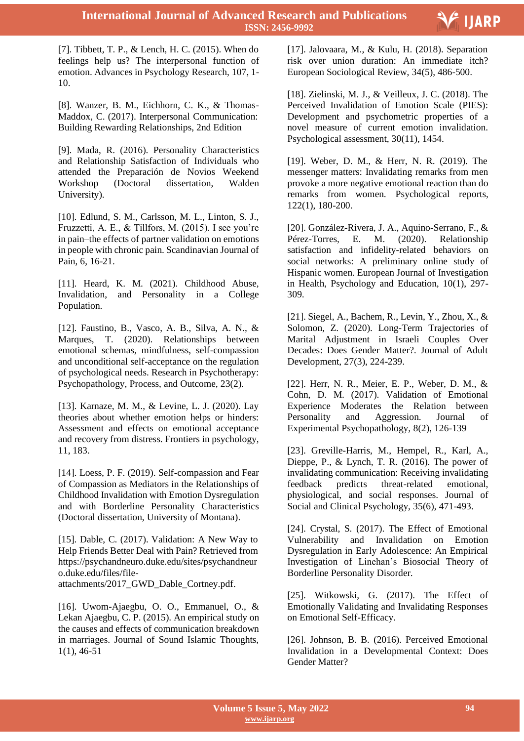[7]. Tibbett, T. P., & Lench, H. C. (2015). When do feelings help us? The interpersonal function of emotion. Advances in Psychology Research, 107, 1-10.

[8]. Wanzer, B. M., Eichhorn, C. K., & Thomas-Maddox, C. (2017). Interpersonal Communication: Building Rewarding Relationships, 2nd Edition

[9]. Mada, R. (2016). Personality Characteristics and Relationship Satisfaction of Individuals who attended the Preparación de Novios Weekend Workshop (Doctoral dissertation, Walden University).

[10]. Edlund, S. M., Carlsson, M. L., Linton, S. J., Fruzzetti, A. E., & Tillfors, M. (2015). I see you're in pain–the effects of partner validation on emotions in people with chronic pain. Scandinavian Journal of Pain, 6, 16-21.

[11]. Heard, K. M. (2021). Childhood Abuse, Invalidation, and Personality in a College Population.

[12]. Faustino, B., Vasco, A. B., Silva, A. N., & Marques, T. (2020). Relationships between emotional schemas, mindfulness, self-compassion and unconditional self-acceptance on the regulation of psychological needs. Research in Psychotherapy: Psychopathology, Process, and Outcome, 23(2).

[13]. Karnaze, M. M., & Levine, L. J. (2020). Lay theories about whether emotion helps or hinders: Assessment and effects on emotional acceptance and recovery from distress. Frontiers in psychology, 11, 183.

[14]. Loess, P. F. (2019). Self-compassion and Fear of Compassion as Mediators in the Relationships of Childhood Invalidation with Emotion Dysregulation and with Borderline Personality Characteristics (Doctoral dissertation, University of Montana).

[15]. Dable, C. (2017). Validation: A New Way to Help Friends Better Deal with Pain? Retrieved from https://psychandneuro.duke.edu/sites/psychandneuro.duke.edu/files/file-attachments/2017_GWD_Dable_Cortney.pdf.

[16]. Uwom-Ajaegbu, O. O., Emmanuel, O., & Lekan Ajaegbu, C. P. (2015). An empirical study on the causes and effects of communication breakdown in marriages. Journal of Sound Islamic Thoughts, 1(1), 46-51

[17]. Jalovaara, M., & Kulu, H. (2018). Separation risk over union duration: An immediate itch? European Sociological Review, 34(5), 486-500.

[18]. Zielinski, M. J., & Veilleux, J. C. (2018). The Perceived Invalidation of Emotion Scale (PIES): Development and psychometric properties of a novel measure of current emotion invalidation. Psychological assessment, 30(11), 1454.

[19]. Weber, D. M., & Herr, N. R. (2019). The messenger matters: Invalidating remarks from men provoke a more negative emotional reaction than do remarks from women. Psychological reports, 122(1), 180-200.

[20]. González-Rivera, J. A., Aquino-Serrano, F., & Pérez-Torres, E. M. (2020). Relationship satisfaction and infidelity-related behaviors on social networks: A preliminary online study of Hispanic women. European Journal of Investigation in Health, Psychology and Education, 10(1), 297-309.

[21]. Siegel, A., Bachem, R., Levin, Y., Zhou, X., & Solomon, Z. (2020). Long-Term Trajectories of Marital Adjustment in Israeli Couples Over Decades: Does Gender Matter?. Journal of Adult Development, 27(3), 224-239.

[22]. Herr, N. R., Meier, E. P., Weber, D. M., & Cohn, D. M. (2017). Validation of Emotional Experience Moderates the Relation between Personality and Aggression. Journal of Experimental Psychopathology, 8(2), 126-139

[23]. Greville-Harris, M., Hempel, R., Karl, A., Dieppe, P., & Lynch, T. R. (2016). The power of invalidating communication: Receiving invalidating feedback predicts threat-related emotional, physiological, and social responses. Journal of Social and Clinical Psychology, 35(6), 471-493.

[24]. Crystal, S. (2017). The Effect of Emotional Vulnerability and Invalidation on Emotion Dysregulation in Early Adolescence: An Empirical Investigation of Linehan's Biosocial Theory of Borderline Personality Disorder.

[25]. Witkowski, G. (2017). The Effect of Emotionally Validating and Invalidating Responses on Emotional Self-Efficacy.

[26]. Johnson, B. B. (2016). Perceived Emotional Invalidation in a Developmental Context: Does Gender Matter?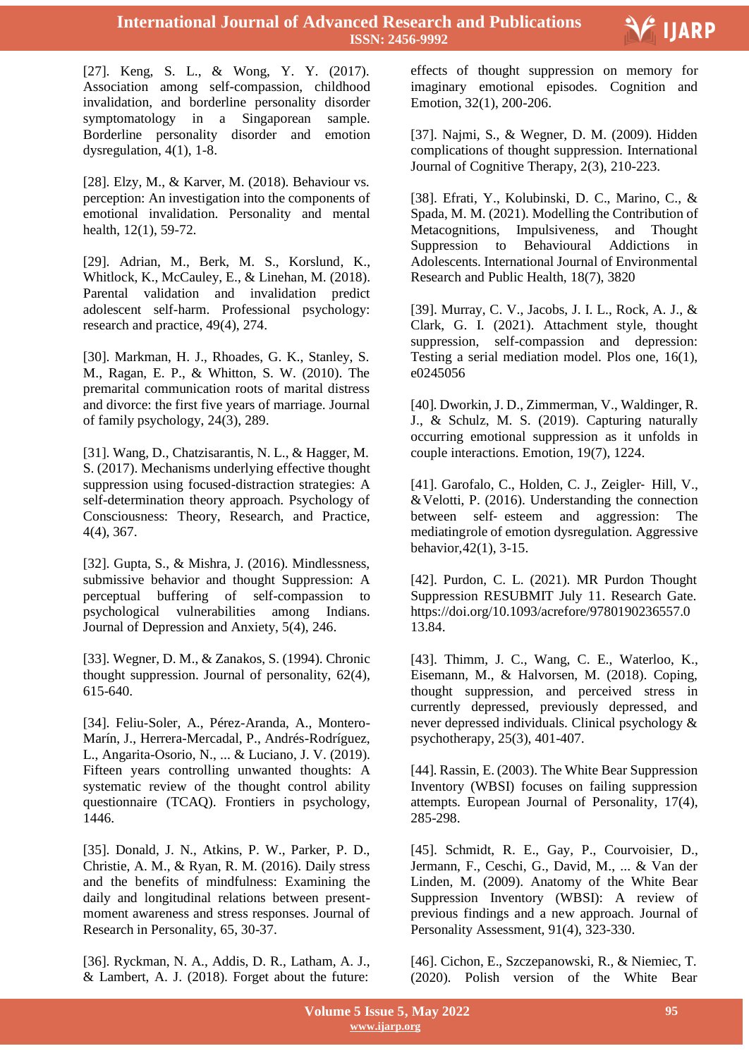[27]. Keng, S. L., & Wong, Y. Y. (2017). Association among self-compassion, childhood invalidation, and borderline personality disorder symptomatology in a Singaporean sample. Borderline personality disorder and emotion dysregulation, 4(1), 1-8.

[28]. Elzy, M., & Karver, M. (2018). Behaviour vs. perception: An investigation into the components of emotional invalidation. Personality and mental health, 12(1), 59-72.

[29]. Adrian, M., Berk, M. S., Korslund, K., Whitlock, K., McCauley, E., & Linehan, M. (2018). Parental validation and invalidation predict adolescent self-harm. Professional psychology: research and practice, 49(4), 274.

[30]. Markman, H. J., Rhoades, G. K., Stanley, S. M., Ragan, E. P., & Whitton, S. W. (2010). The premarital communication roots of marital distress and divorce: the first five years of marriage. Journal of family psychology, 24(3), 289.

[31]. Wang, D., Chatzisarantis, N. L., & Hagger, M. S. (2017). Mechanisms underlying effective thought suppression using focused-distraction strategies: A self-determination theory approach. Psychology of Consciousness: Theory, Research, and Practice, 4(4), 367.

[32]. Gupta, S., & Mishra, J. (2016). Mindlessness, submissive behavior and thought Suppression: A perceptual buffering of self-compassion to psychological vulnerabilities among Indians. Journal of Depression and Anxiety, 5(4), 246.

[33]. Wegner, D. M., & Zanakos, S. (1994). Chronic thought suppression. Journal of personality, 62(4), 615-640.

[34]. Feliu-Soler, A., Pérez-Aranda, A., Montero-Marín, J., Herrera-Mercadal, P., Andrés-Rodríguez, L., Angarita-Osorio, N., ... & Luciano, J. V. (2019). Fifteen years controlling unwanted thoughts: A systematic review of the thought control ability questionnaire (TCAQ). Frontiers in psychology, 1446.

[35]. Donald, J. N., Atkins, P. W., Parker, P. D., Christie, A. M., & Ryan, R. M. (2016). Daily stress and the benefits of mindfulness: Examining the daily and longitudinal relations between present-moment awareness and stress responses. Journal of Research in Personality, 65, 30-37.

[36]. Ryckman, N. A., Addis, D. R., Latham, A. J., & Lambert, A. J. (2018). Forget about the future: effects of thought suppression on memory for imaginary emotional episodes. Cognition and Emotion, 32(1), 200-206.

[37]. Najmi, S., & Wegner, D. M. (2009). Hidden complications of thought suppression. International Journal of Cognitive Therapy, 2(3), 210-223.

[38]. Efrati, Y., Kolubinski, D. C., Marino, C., & Spada, M. M. (2021). Modelling the Contribution of Metacognitions, Impulsiveness, and Thought Suppression to Behavioural Addictions in Adolescents. International Journal of Environmental Research and Public Health, 18(7), 3820

[39]. Murray, C. V., Jacobs, J. I. L., Rock, A. J., & Clark, G. I. (2021). Attachment style, thought suppression, self-compassion and depression: Testing a serial mediation model. Plos one, 16(1), e0245056

[40]. Dworkin, J. D., Zimmerman, V., Waldinger, R. J., & Schulz, M. S. (2019). Capturing naturally occurring emotional suppression as it unfolds in couple interactions. Emotion, 19(7), 1224.

[41]. Garofalo, C., Holden, C. J., Zeigler- Hill, V., & Velotti, P. (2016). Understanding the connection between self- esteem and aggression: The mediatingrole of emotion dysregulation. Aggressive behavior,42(1), 3-15.

[42]. Purdon, C. L. (2021). MR Purdon Thought Suppression RESUBMIT July 11. Research Gate. https://doi.org/10.1093/acrefore/9780190236557.013.84.

[43]. Thimm, J. C., Wang, C. E., Waterloo, K., Eisemann, M., & Halvorsen, M. (2018). Coping, thought suppression, and perceived stress in currently depressed, previously depressed, and never depressed individuals. Clinical psychology & psychotherapy, 25(3), 401-407.

[44]. Rassin, E. (2003). The White Bear Suppression Inventory (WBSI) focuses on failing suppression attempts. European Journal of Personality, 17(4), 285-298.

[45]. Schmidt, R. E., Gay, P., Courvoisier, D., Jermann, F., Ceschi, G., David, M., ... & Van der Linden, M. (2009). Anatomy of the White Bear Suppression Inventory (WBSI): A review of previous findings and a new approach. Journal of Personality Assessment, 91(4), 323-330.

[46]. Cichon, E., Szczepanowski, R., & Niemiec, T. (2020). Polish version of the White Bear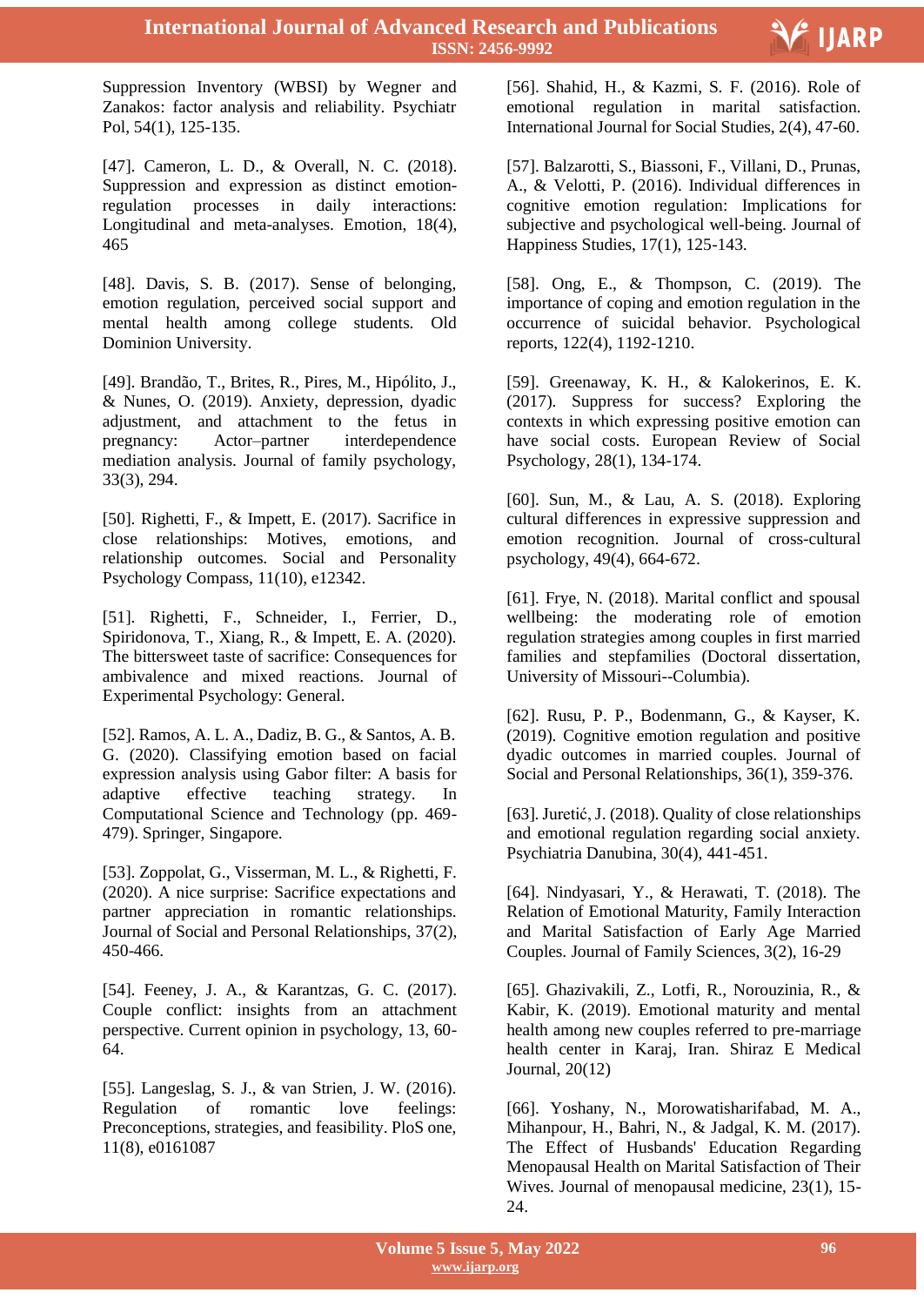Suppression Inventory (WBSI) by Wegner and Zanakos: factor analysis and reliability. Psychiatr Pol, 54(1), 125-135.

[47]. Cameron, L. D., & Overall, N. C. (2018). Suppression and expression as distinct emotion-regulation processes in daily interactions: Longitudinal and meta-analyses. Emotion, 18(4), 465

[48]. Davis, S. B. (2017). Sense of belonging, emotion regulation, perceived social support and mental health among college students. Old Dominion University.

[49]. Brandão, T., Brites, R., Pires, M., Hipólito, J., & Nunes, O. (2019). Anxiety, depression, dyadic adjustment, and attachment to the fetus in pregnancy: Actor–partner interdependence mediation analysis. Journal of family psychology, 33(3), 294.

[50]. Righetti, F., & Impett, E. (2017). Sacrifice in close relationships: Motives, emotions, and relationship outcomes. Social and Personality Psychology Compass, 11(10), e12342.

[51]. Righetti, F., Schneider, I., Ferrier, D., Spiridonova, T., Xiang, R., & Impett, E. A. (2020). The bittersweet taste of sacrifice: Consequences for ambivalence and mixed reactions. Journal of Experimental Psychology: General.

[52]. Ramos, A. L. A., Dadiz, B. G., & Santos, A. B. G. (2020). Classifying emotion based on facial expression analysis using Gabor filter: A basis for adaptive effective teaching strategy. In Computational Science and Technology (pp. 469-479). Springer, Singapore.

[53]. Zoppolat, G., Visserman, M. L., & Righetti, F. (2020). A nice surprise: Sacrifice expectations and partner appreciation in romantic relationships. Journal of Social and Personal Relationships, 37(2), 450-466.

[54]. Feeney, J. A., & Karantzas, G. C. (2017). Couple conflict: insights from an attachment perspective. Current opinion in psychology, 13, 60-64.

[55]. Langeslag, S. J., & van Strien, J. W. (2016). Regulation of romantic love feelings: Preconceptions, strategies, and feasibility. PloS one, 11(8), e0161087

[56]. Shahid, H., & Kazmi, S. F. (2016). Role of emotional regulation in marital satisfaction. International Journal for Social Studies, 2(4), 47-60.

[57]. Balzarotti, S., Biassoni, F., Villani, D., Prunas, A., & Velotti, P. (2016). Individual differences in cognitive emotion regulation: Implications for subjective and psychological well-being. Journal of Happiness Studies, 17(1), 125-143.

[58]. Ong, E., & Thompson, C. (2019). The importance of coping and emotion regulation in the occurrence of suicidal behavior. Psychological reports, 122(4), 1192-1210.

[59]. Greenaway, K. H., & Kalokerinos, E. K. (2017). Suppress for success? Exploring the contexts in which expressing positive emotion can have social costs. European Review of Social Psychology, 28(1), 134-174.

[60]. Sun, M., & Lau, A. S. (2018). Exploring cultural differences in expressive suppression and emotion recognition. Journal of cross-cultural psychology, 49(4), 664-672.

[61]. Frye, N. (2018). Marital conflict and spousal wellbeing: the moderating role of emotion regulation strategies among couples in first married families and stepfamilies (Doctoral dissertation, University of Missouri--Columbia).

[62]. Rusu, P. P., Bodenmann, G., & Kayser, K. (2019). Cognitive emotion regulation and positive dyadic outcomes in married couples. Journal of Social and Personal Relationships, 36(1), 359-376.

[63]. Juretić, J. (2018). Quality of close relationships and emotional regulation regarding social anxiety. Psychiatria Danubina, 30(4), 441-451.

[64]. Nindyasari, Y., & Herawati, T. (2018). The Relation of Emotional Maturity, Family Interaction and Marital Satisfaction of Early Age Married Couples. Journal of Family Sciences, 3(2), 16-29

[65]. Ghazivakili, Z., Lotfi, R., Norouzinia, R., & Kabir, K. (2019). Emotional maturity and mental health among new couples referred to pre-marriage health center in Karaj, Iran. Shiraz E Medical Journal, 20(12)

[66]. Yoshany, N., Morowatisharifabad, M. A., Mihanpour, H., Bahri, N., & Jadgal, K. M. (2017). The Effect of Husbands' Education Regarding Menopausal Health on Marital Satisfaction of Their Wives. Journal of menopausal medicine, 23(1), 15-24.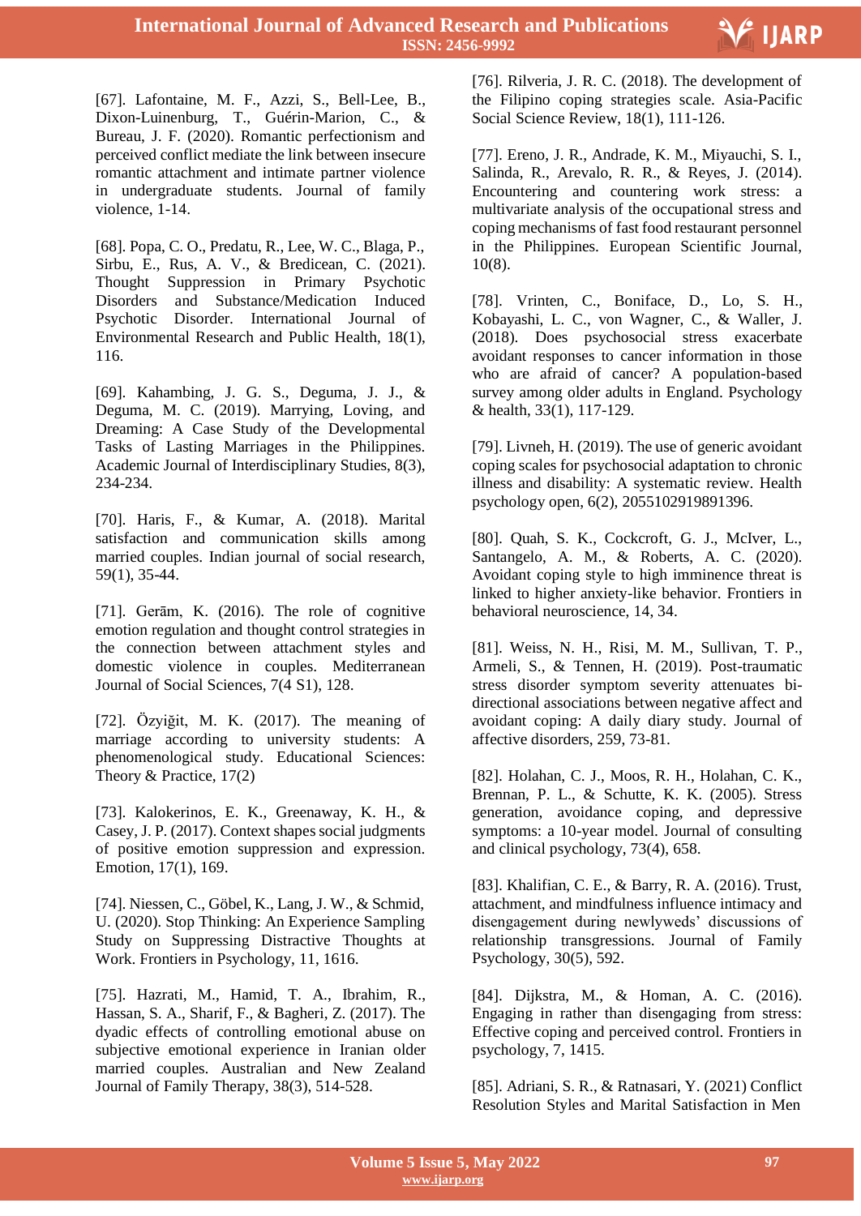[67]. Lafontaine, M. F., Azzi, S., Bell-Lee, B., Dixon-Luinenburg, T., Guérin-Marion, C., & Bureau, J. F. (2020). Romantic perfectionism and perceived conflict mediate the link between insecure romantic attachment and intimate partner violence in undergraduate students. Journal of family violence, 1-14.

[68]. Popa, C. O., Predatu, R., Lee, W. C., Blaga, P., Sirbu, E., Rus, A. V., & Bredicean, C. (2021). Thought Suppression in Primary Psychotic Disorders and Substance/Medication Induced Psychotic Disorder. International Journal of Environmental Research and Public Health, 18(1), 116.

[69]. Kahambing, J. G. S., Deguma, J. J., & Deguma, M. C. (2019). Marrying, Loving, and Dreaming: A Case Study of the Developmental Tasks of Lasting Marriages in the Philippines. Academic Journal of Interdisciplinary Studies, 8(3), 234-234.

[70]. Haris, F., & Kumar, A. (2018). Marital satisfaction and communication skills among married couples. Indian journal of social research, 59(1), 35-44.

[71]. Gerām, K. (2016). The role of cognitive emotion regulation and thought control strategies in the connection between attachment styles and domestic violence in couples. Mediterranean Journal of Social Sciences, 7(4 S1), 128.

[72]. Özyiğit, M. K. (2017). The meaning of marriage according to university students: A phenomenological study. Educational Sciences: Theory & Practice, 17(2)

[73]. Kalokerinos, E. K., Greenaway, K. H., & Casey, J. P. (2017). Context shapes social judgments of positive emotion suppression and expression. Emotion, 17(1), 169.

[74]. Niessen, C., Göbel, K., Lang, J. W., & Schmid, U. (2020). Stop Thinking: An Experience Sampling Study on Suppressing Distractive Thoughts at Work. Frontiers in Psychology, 11, 1616.

[75]. Hazrati, M., Hamid, T. A., Ibrahim, R., Hassan, S. A., Sharif, F., & Bagheri, Z. (2017). The dyadic effects of controlling emotional abuse on subjective emotional experience in Iranian older married couples. Australian and New Zealand Journal of Family Therapy, 38(3), 514-528.

[76]. Rilveria, J. R. C. (2018). The development of the Filipino coping strategies scale. Asia-Pacific Social Science Review, 18(1), 111-126.

[77]. Ereno, J. R., Andrade, K. M., Miyauchi, S. I., Salinda, R., Arevalo, R. R., & Reyes, J. (2014). Encountering and countering work stress: a multivariate analysis of the occupational stress and coping mechanisms of fast food restaurant personnel in the Philippines. European Scientific Journal, 10(8).

[78]. Vrinten, C., Boniface, D., Lo, S. H., Kobayashi, L. C., von Wagner, C., & Waller, J. (2018). Does psychosocial stress exacerbate avoidant responses to cancer information in those who are afraid of cancer? A population-based survey among older adults in England. Psychology & health, 33(1), 117-129.

[79]. Livneh, H. (2019). The use of generic avoidant coping scales for psychosocial adaptation to chronic illness and disability: A systematic review. Health psychology open, 6(2), 2055102919891396.

[80]. Quah, S. K., Cockcroft, G. J., McIver, L., Santangelo, A. M., & Roberts, A. C. (2020). Avoidant coping style to high imminence threat is linked to higher anxiety-like behavior. Frontiers in behavioral neuroscience, 14, 34.

[81]. Weiss, N. H., Risi, M. M., Sullivan, T. P., Armeli, S., & Tennen, H. (2019). Post-traumatic stress disorder symptom severity attenuates bi-directional associations between negative affect and avoidant coping: A daily diary study. Journal of affective disorders, 259, 73-81.

[82]. Holahan, C. J., Moos, R. H., Holahan, C. K., Brennan, P. L., & Schutte, K. K. (2005). Stress generation, avoidance coping, and depressive symptoms: a 10-year model. Journal of consulting and clinical psychology, 73(4), 658.

[83]. Khalifian, C. E., & Barry, R. A. (2016). Trust, attachment, and mindfulness influence intimacy and disengagement during newlyweds' discussions of relationship transgressions. Journal of Family Psychology, 30(5), 592.

[84]. Dijkstra, M., & Homan, A. C. (2016). Engaging in rather than disengaging from stress: Effective coping and perceived control. Frontiers in psychology, 7, 1415.

[85]. Adriani, S. R., & Ratnasari, Y. (2021) Conflict Resolution Styles and Marital Satisfaction in Men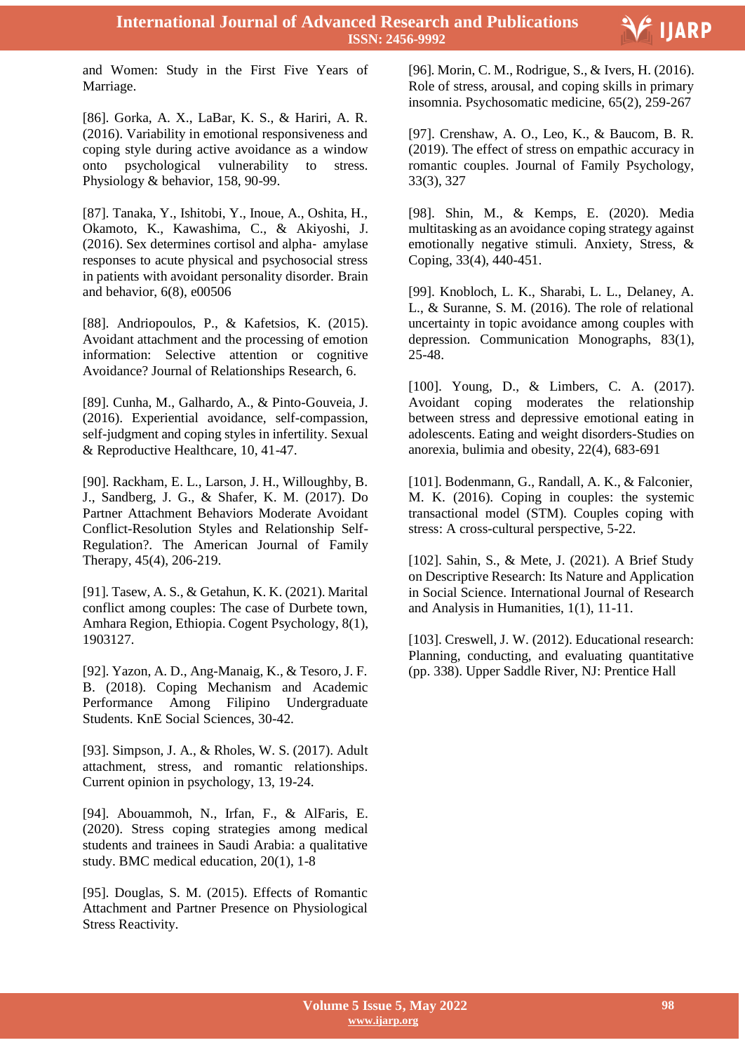and Women: Study in the First Five Years of Marriage.

[86]. Gorka, A. X., LaBar, K. S., & Hariri, A. R. (2016). Variability in emotional responsiveness and coping style during active avoidance as a window onto psychological vulnerability to stress. Physiology & behavior, 158, 90-99.

[87]. Tanaka, Y., Ishitobi, Y., Inoue, A., Oshita, H., Okamoto, K., Kawashima, C., & Akiyoshi, J. (2016). Sex determines cortisol and alpha‐ amylase responses to acute physical and psychosocial stress in patients with avoidant personality disorder. Brain and behavior, 6(8), e00506

[88]. Andriopoulos, P., & Kafetsios, K. (2015). Avoidant attachment and the processing of emotion information: Selective attention or cognitive Avoidance? Journal of Relationships Research, 6.

[89]. Cunha, M., Galhardo, A., & Pinto-Gouveia, J. (2016). Experiential avoidance, self-compassion, self-judgment and coping styles in infertility. Sexual & Reproductive Healthcare, 10, 41-47.

[90]. Rackham, E. L., Larson, J. H., Willoughby, B. J., Sandberg, J. G., & Shafer, K. M. (2017). Do Partner Attachment Behaviors Moderate Avoidant Conflict-Resolution Styles and Relationship Self-Regulation?. The American Journal of Family Therapy, 45(4), 206-219.

[91]. Tasew, A. S., & Getahun, K. K. (2021). Marital conflict among couples: The case of Durbete town, Amhara Region, Ethiopia. Cogent Psychology, 8(1), 1903127.

[92]. Yazon, A. D., Ang-Manaig, K., & Tesoro, J. F. B. (2018). Coping Mechanism and Academic Performance Among Filipino Undergraduate Students. KnE Social Sciences, 30-42.

[93]. Simpson, J. A., & Rholes, W. S. (2017). Adult attachment, stress, and romantic relationships. Current opinion in psychology, 13, 19-24.

[94]. Abouammoh, N., Irfan, F., & AlFaris, E. (2020). Stress coping strategies among medical students and trainees in Saudi Arabia: a qualitative study. BMC medical education, 20(1), 1-8

[95]. Douglas, S. M. (2015). Effects of Romantic Attachment and Partner Presence on Physiological Stress Reactivity.

[96]. Morin, C. M., Rodrigue, S., & Ivers, H. (2016). Role of stress, arousal, and coping skills in primary insomnia. Psychosomatic medicine, 65(2), 259-267

[97]. Crenshaw, A. O., Leo, K., & Baucom, B. R. (2019). The effect of stress on empathic accuracy in romantic couples. Journal of Family Psychology, 33(3), 327

[98]. Shin, M., & Kemps, E. (2020). Media multitasking as an avoidance coping strategy against emotionally negative stimuli. Anxiety, Stress, & Coping, 33(4), 440-451.

[99]. Knobloch, L. K., Sharabi, L. L., Delaney, A. L., & Suranne, S. M. (2016). The role of relational uncertainty in topic avoidance among couples with depression. Communication Monographs, 83(1), 25-48.

[100]. Young, D., & Limbers, C. A. (2017). Avoidant coping moderates the relationship between stress and depressive emotional eating in adolescents. Eating and weight disorders-Studies on anorexia, bulimia and obesity, 22(4), 683-691

[101]. Bodenmann, G., Randall, A. K., & Falconier, M. K. (2016). Coping in couples: the systemic transactional model (STM). Couples coping with stress: A cross-cultural perspective, 5-22.

[102]. Sahin, S., & Mete, J. (2021). A Brief Study on Descriptive Research: Its Nature and Application in Social Science. International Journal of Research and Analysis in Humanities, 1(1), 11-11.

[103]. Creswell, J. W. (2012). Educational research: Planning, conducting, and evaluating quantitative (pp. 338). Upper Saddle River, NJ: Prentice Hall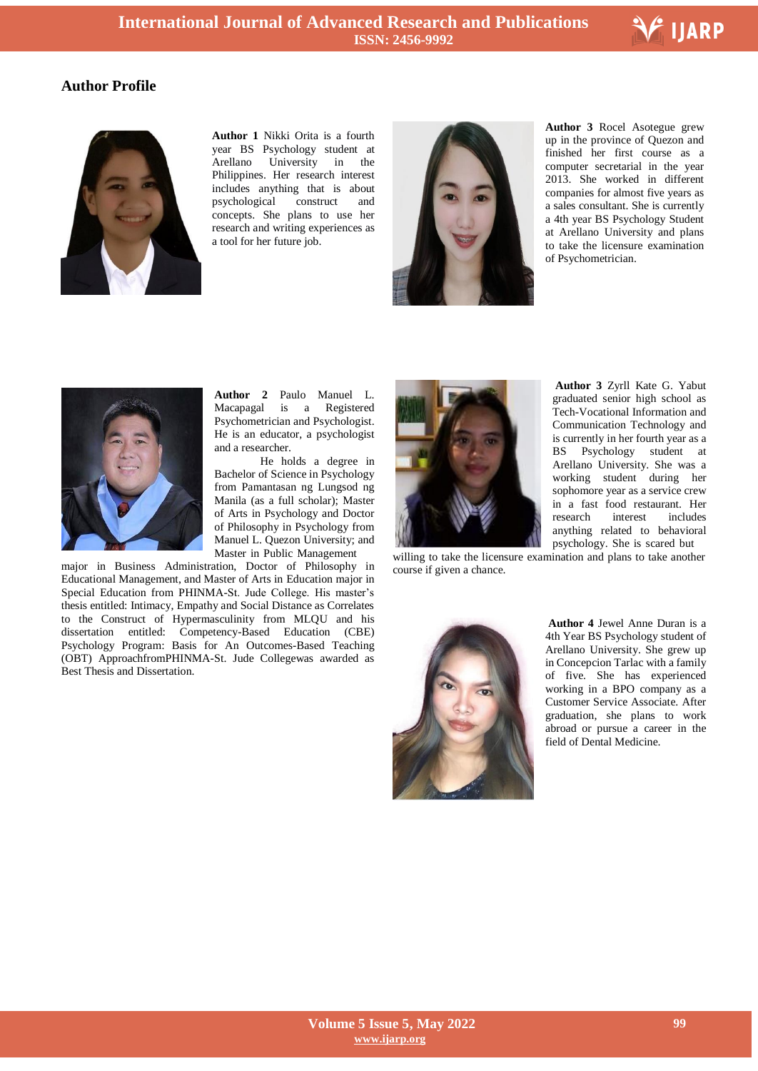## Author Profile

**Author 1** Nikki Orita is a fourth year BS Psychology student at Arellano University in the Philippines. Her research interest includes anything that is about psychological construct and concepts. She plans to use her research and writing experiences as a tool for her future job.

**Author 2** Paulo Manuel L. Macapagal is a Registered Psychometrician and Psychologist. He is an educator, a psychologist and a researcher.

He holds a degree in Bachelor of Science in Psychology from Pamantasan ng Lungsod ng Manila (as a full scholar); Master of Arts in Psychology and Doctor of Philosophy in Psychology from Manuel L. Quezon University; and Master in Public Management major in Business Administration, Doctor of Philosophy in Educational Management, and Master of Arts in Education major in Special Education from PHINMA-St. Jude College. His master's thesis entitled: Intimacy, Empathy and Social Distance as Correlates to the Construct of Hypermasculinity from MLQU and his dissertation entitled: Competency-Based Education (CBE) Psychology Program: Basis for An Outcomes-Based Teaching (OBT) ApproachfromPHINMA-St. Jude Collegewas awarded as Best Thesis and Dissertation.

**Author 3** Rocel Asotegue grew up in the province of Quezon and finished her first course as a computer secretarial in the year 2013. She worked in different companies for almost five years as a sales consultant. She is currently a 4th year BS Psychology Student at Arellano University and plans to take the licensure examination of Psychometrician.

**Author 3** Zyrll Kate G. Yabut graduated senior high school as Tech-Vocational Information and Communication Technology and is currently in her fourth year as a BS Psychology student at Arellano University. She was a working student during her sophomore year as a service crew in a fast food restaurant. Her research interest includes anything related to behavioral psychology. She is scared but willing to take the licensure examination and plans to take another course if given a chance.

**Author 4** Jewel Anne Duran is a 4th Year BS Psychology student of Arellano University. She grew up in Concepcion Tarlac with a family of five. She has experienced working in a BPO company as a Customer Service Associate. After graduation, she plans to work abroad or pursue a career in the field of Dental Medicine.